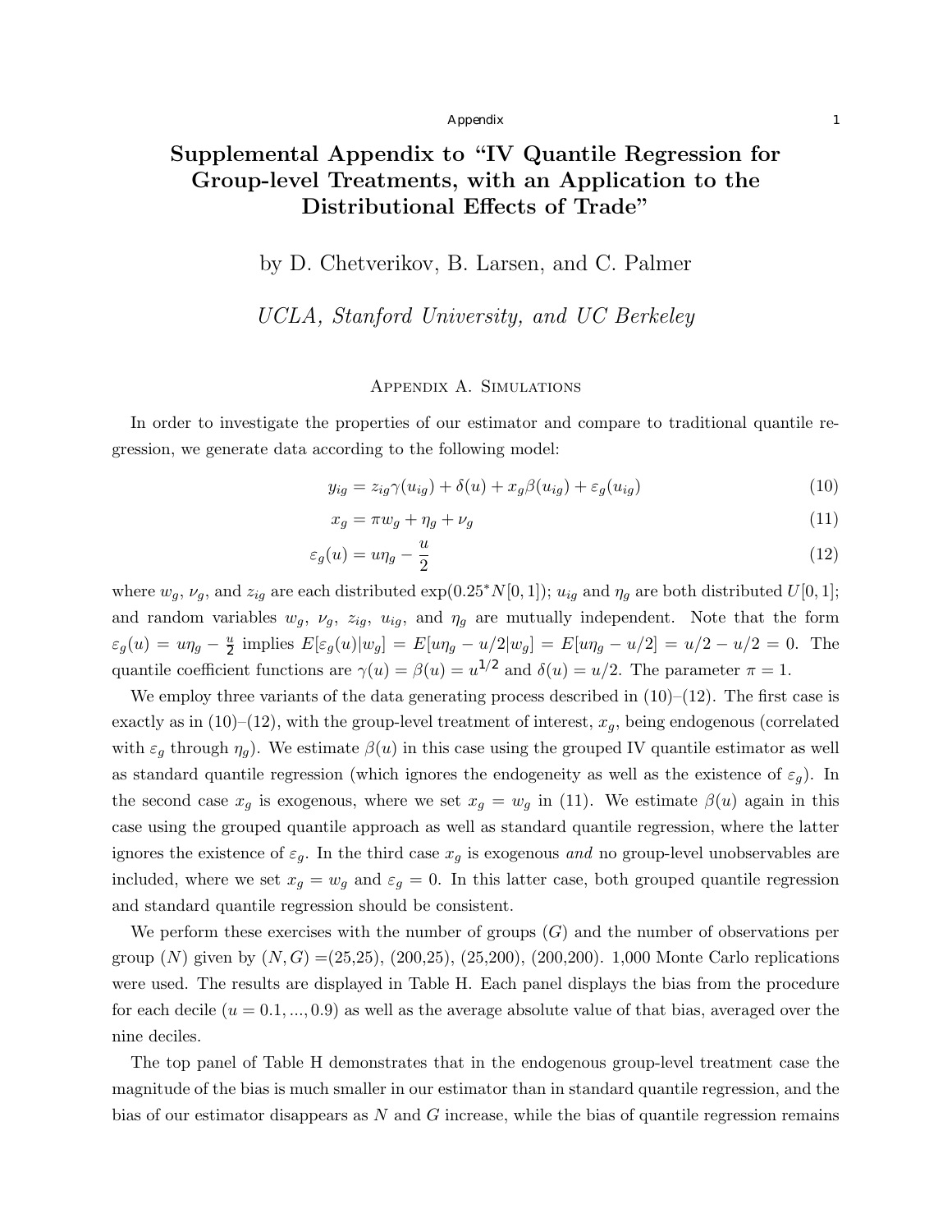# Supplemental Appendix to "IV Quantile Regression for Group-level Treatments, with an Application to the Distributional Effects of Trade"

by D. Chetverikov, B. Larsen, and C. Palmer

*UCLA, Stanford University, and UC Berkeley*

## Appendix A. Simulations

In order to investigate the properties of our estimator and compare to traditional quantile regression, we generate data according to the following model:

$$y_{ig} = z_{ig}\gamma(u_{ig}) + \delta(u) + x_g\beta(u_{ig}) + \varepsilon_g(u_{ig}) \tag{10}$$

$$x_g = \pi w_g + \eta_g + \nu_g \tag{11}$$

$$\varepsilon_g(u) = u\eta_g - \frac{u}{2} \tag{12}$$

where $w_g$, $\nu_g$, and $z_{ig}$ are each distributed $\exp(0.25^* N[0,1])$; $u_{ig}$ and $\eta_g$ are both distributed $U[0,1]$; and random variables $w_g$, $\nu_g$, $z_{ig}$, $u_{ig}$, and $\eta_g$ are mutually independent. Note that the form $\varepsilon_g(u) = u\eta_g - \frac{u}{2}$ implies $E[\varepsilon_g(u)|w_g] = E[u\eta_g - u/2|w_g] = E[u\eta_g - u/2] = u/2 - u/2 = 0$. The quantile coefficient functions are $\gamma(u) = \beta(u) = u^{1/2}$ and $\delta(u) = u/2$. The parameter $\pi = 1$.

We employ three variants of the data generating process described in (10)–(12). The first case is exactly as in (10)–(12), with the group-level treatment of interest, $x_g$, being endogenous (correlated with $\varepsilon_g$ through $\eta_g$). We estimate $\beta(u)$ in this case using the grouped IV quantile estimator as well as standard quantile regression (which ignores the endogeneity as well as the existence of $\varepsilon_g$). In the second case $x_g$ is exogenous, where we set $x_g = w_g$ in (11). We estimate $\beta(u)$ again in this case using the grouped quantile approach as well as standard quantile regression, where the latter ignores the existence of $\varepsilon_g$. In the third case $x_g$ is exogenous *and* no group-level unobservables are included, where we set $x_g = w_g$ and $\varepsilon_g = 0$. In this latter case, both grouped quantile regression and standard quantile regression should be consistent.

We perform these exercises with the number of groups ($G$) and the number of observations per group ($N$) given by $(N, G) =$(25,25), (200,25), (25,200), (200,200). 1,000 Monte Carlo replications were used. The results are displayed in Table H. Each panel displays the bias from the procedure for each decile ($u = 0.1, ..., 0.9$) as well as the average absolute value of that bias, averaged over the nine deciles.

The top panel of Table H demonstrates that in the endogenous group-level treatment case the magnitude of the bias is much smaller in our estimator than in standard quantile regression, and the bias of our estimator disappears as $N$ and $G$ increase, while the bias of quantile regression remains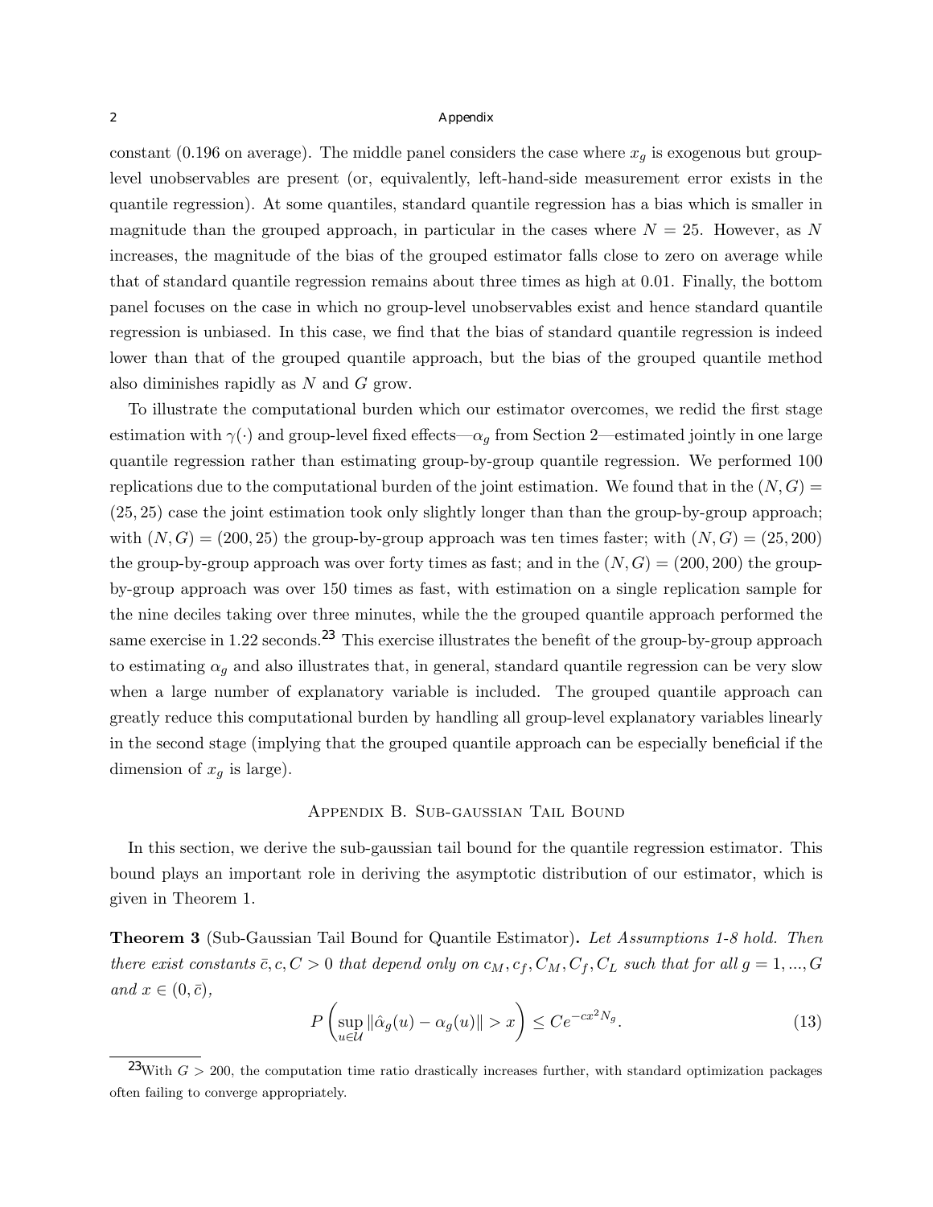constant (0.196 on average). The middle panel considers the case where $x_g$ is exogenous but group-level unobservables are present (or, equivalently, left-hand-side measurement error exists in the quantile regression). At some quantiles, standard quantile regression has a bias which is smaller in magnitude than the grouped approach, in particular in the cases where $N = 25$. However, as $N$ increases, the magnitude of the bias of the grouped estimator falls close to zero on average while that of standard quantile regression remains about three times as high at 0.01. Finally, the bottom panel focuses on the case in which no group-level unobservables exist and hence standard quantile regression is unbiased. In this case, we find that the bias of standard quantile regression is indeed lower than that of the grouped quantile approach, but the bias of the grouped quantile method also diminishes rapidly as $N$ and $G$ grow.

To illustrate the computational burden which our estimator overcomes, we redid the first stage estimation with $\gamma(\cdot)$ and group-level fixed effects—$\alpha_g$ from Section 2—estimated jointly in one large quantile regression rather than estimating group-by-group quantile regression. We performed 100 replications due to the computational burden of the joint estimation. We found that in the $(N, G) = (25, 25)$ case the joint estimation took only slightly longer than than the group-by-group approach; with $(N, G) = (200, 25)$ the group-by-group approach was ten times faster; with $(N, G) = (25, 200)$ the group-by-group approach was over forty times as fast; and in the $(N, G) = (200, 200)$ the group-by-group approach was over 150 times as fast, with estimation on a single replication sample for the nine deciles taking over three minutes, while the the grouped quantile approach performed the same exercise in 1.22 seconds.[23] This exercise illustrates the benefit of the group-by-group approach to estimating $\alpha_g$ and also illustrates that, in general, standard quantile regression can be very slow when a large number of explanatory variable is included. The grouped quantile approach can greatly reduce this computational burden by handling all group-level explanatory variables linearly in the second stage (implying that the grouped quantile approach can be especially beneficial if the dimension of $x_g$ is large).

## Appendix B. Sub-gaussian Tail Bound

In this section, we derive the sub-gaussian tail bound for the quantile regression estimator. This bound plays an important role in deriving the asymptotic distribution of our estimator, which is given in Theorem 1.

**Theorem 3** (Sub-Gaussian Tail Bound for Quantile Estimator)**.** *Let Assumptions 1-8 hold. Then there exist constants $\bar{c}, c, C > 0$ that depend only on $c_M, c_f, C_M, C_f, C_L$ such that for all $g = 1, ..., G$ and $x \in (0, \bar{c})$,*

$$P\left(\sup_{u \in \mathcal{U}} \|\hat{\alpha}_g(u) - \alpha_g(u)\| > x\right) \leq Ce^{-cx^2 N_g}. \tag{13}$$

[23] With $G > 200$, the computation time ratio drastically increases further, with standard optimization packages often failing to converge appropriately.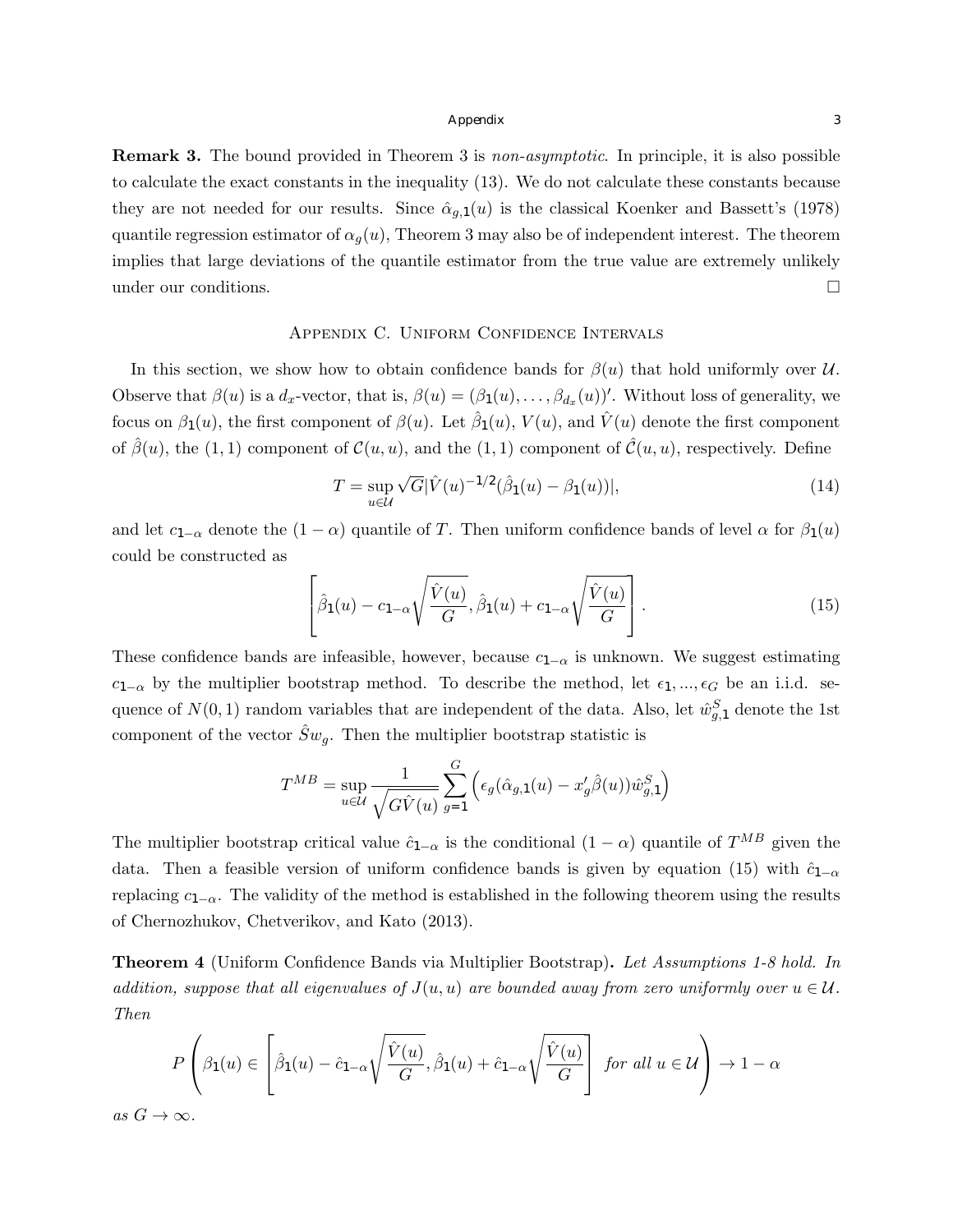**Remark 3.** The bound provided in Theorem 3 is *non-asymptotic*. In principle, it is also possible to calculate the exact constants in the inequality (13). We do not calculate these constants because they are not needed for our results. Since $\hat{\alpha}_{g,1}(u)$ is the classical Koenker and Bassett's (1978) quantile regression estimator of $\alpha_g(u)$, Theorem 3 may also be of independent interest. The theorem implies that large deviations of the quantile estimator from the true value are extremely unlikely under our conditions. □

## Appendix C. Uniform Confidence Intervals

In this section, we show how to obtain confidence bands for $\beta(u)$ that hold uniformly over $\mathcal{U}$. Observe that $\beta(u)$ is a $d_x$-vector, that is, $\beta(u) = (\beta_1(u), \ldots, \beta_{d_x}(u))'$. Without loss of generality, we focus on $\beta_1(u)$, the first component of $\beta(u)$. Let $\hat{\beta}_1(u)$, $V(u)$, and $\hat{V}(u)$ denote the first component of $\hat{\beta}(u)$, the $(1,1)$ component of $\mathcal{C}(u,u)$, and the $(1,1)$ component of $\hat{\mathcal{C}}(u,u)$, respectively. Define

$$T = \sup_{u \in \mathcal{U}} \sqrt{G} |\hat{V}(u)^{-1/2}(\hat{\beta}_1(u) - \beta_1(u))|, \tag{14}$$

and let $c_{1-\alpha}$ denote the $(1-\alpha)$ quantile of $T$. Then uniform confidence bands of level $\alpha$ for $\beta_1(u)$ could be constructed as

$$\left[ \hat{\beta}_1(u) - c_{1-\alpha}\sqrt{\frac{\hat{V}(u)}{G}}, \hat{\beta}_1(u) + c_{1-\alpha}\sqrt{\frac{\hat{V}(u)}{G}} \right]. \tag{15}$$

These confidence bands are infeasible, however, because $c_{1-\alpha}$ is unknown. We suggest estimating $c_{1-\alpha}$ by the multiplier bootstrap method. To describe the method, let $\epsilon_1, \ldots, \epsilon_G$ be an i.i.d. sequence of $N(0,1)$ random variables that are independent of the data. Also, let $\hat{w}^S_{g,1}$ denote the 1st component of the vector $\hat{S}w_g$. Then the multiplier bootstrap statistic is

$$T^{MB} = \sup_{u \in \mathcal{U}} \frac{1}{\sqrt{G\hat{V}(u)}} \sum_{g=1}^{G} \left( \epsilon_g (\hat{\alpha}_{g,1}(u) - x_g' \hat{\beta}(u)) \hat{w}^S_{g,1} \right)$$

The multiplier bootstrap critical value $\hat{c}_{1-\alpha}$ is the conditional $(1-\alpha)$ quantile of $T^{MB}$ given the data. Then a feasible version of uniform confidence bands is given by equation (15) with $\hat{c}_{1-\alpha}$ replacing $c_{1-\alpha}$. The validity of the method is established in the following theorem using the results of Chernozhukov, Chetverikov, and Kato (2013).

**Theorem 4** (Uniform Confidence Bands via Multiplier Bootstrap)**.** *Let Assumptions 1-8 hold. In addition, suppose that all eigenvalues of $J(u,u)$ are bounded away from zero uniformly over $u \in \mathcal{U}$. Then*

$$P\left( \beta_1(u) \in \left[ \hat{\beta}_1(u) - \hat{c}_{1-\alpha}\sqrt{\frac{\hat{V}(u)}{G}}, \hat{\beta}_1(u) + \hat{c}_{1-\alpha}\sqrt{\frac{\hat{V}(u)}{G}} \right] \text{ for all } u \in \mathcal{U} \right) \to 1 - \alpha$$

*as $G \to \infty$.*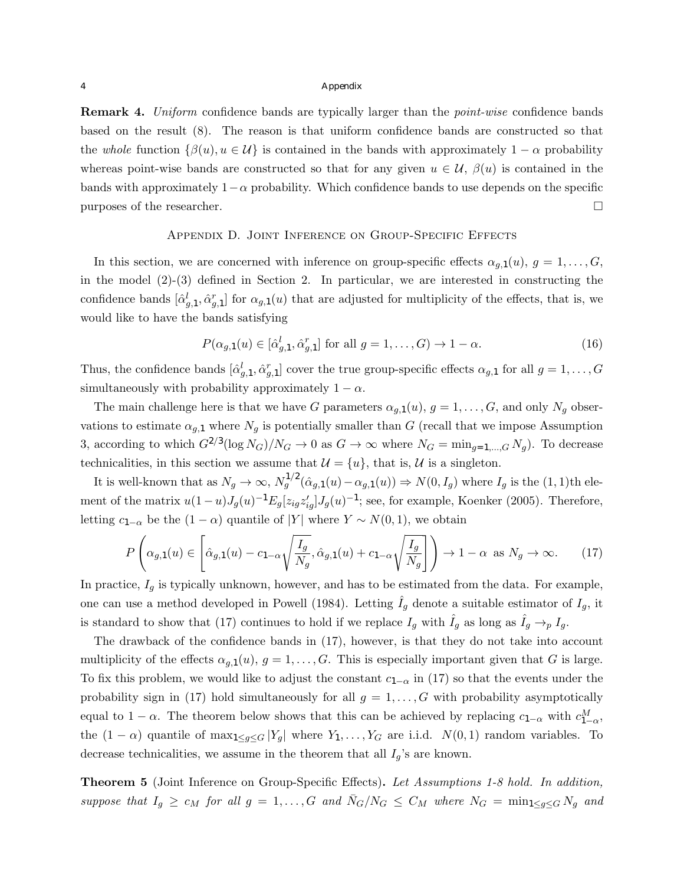**Remark 4.** *Uniform* confidence bands are typically larger than the *point-wise* confidence bands based on the result (8). The reason is that uniform confidence bands are constructed so that the *whole* function $\{\beta(u), u \in \mathcal{U}\}$ is contained in the bands with approximately $1-\alpha$ probability whereas point-wise bands are constructed so that for any given $u \in \mathcal{U}$, $\beta(u)$ is contained in the bands with approximately $1-\alpha$ probability. Which confidence bands to use depends on the specific purposes of the researcher. □

## Appendix D. Joint Inference on Group-Specific Effects

In this section, we are concerned with inference on group-specific effects $\alpha_{g,1}(u)$, $g = 1, \dots, G$, in the model (2)-(3) defined in Section 2. In particular, we are interested in constructing the confidence bands $[\hat{\alpha}^l_{g,1}, \hat{\alpha}^r_{g,1}]$ for $\alpha_{g,1}(u)$ that are adjusted for multiplicity of the effects, that is, we would like to have the bands satisfying

$$P(\alpha_{g,1}(u) \in [\hat{\alpha}^l_{g,1}, \hat{\alpha}^r_{g,1}] \text{ for all } g = 1, \dots, G) \to 1 - \alpha. \tag{16}$$

Thus, the confidence bands $[\hat{\alpha}^l_{g,1}, \hat{\alpha}^r_{g,1}]$ cover the true group-specific effects $\alpha_{g,1}$ for all $g = 1, \dots, G$ simultaneously with probability approximately $1 - \alpha$.

The main challenge here is that we have $G$ parameters $\alpha_{g,1}(u)$, $g = 1, \dots, G$, and only $N_g$ observations to estimate $\alpha_{g,1}$ where $N_g$ is potentially smaller than $G$ (recall that we impose Assumption 3, according to which $G^{2/3}(\log N_G)/N_G \to 0$ as $G \to \infty$ where $N_G = \min_{g=1,\dots,G} N_g$). To decrease technicalities, in this section we assume that $\mathcal{U} = \{u\}$, that is, $\mathcal{U}$ is a singleton.

It is well-known that as $N_g \to \infty$, $N_g^{1/2}(\hat{\alpha}_{g,1}(u) - \alpha_{g,1}(u)) \Rightarrow N(0, I_g)$ where $I_g$ is the $(1,1)$th element of the matrix $u(1-u)J_g(u)^{-1}E_g[z_{ig}z_{ig}']J_g(u)^{-1}$; see, for example, Koenker (2005). Therefore, letting $c_{1-\alpha}$ be the $(1-\alpha)$ quantile of $|Y|$ where $Y \sim N(0,1)$, we obtain

$$P\left(\alpha_{g,1}(u) \in \left[\hat{\alpha}_{g,1}(u) - c_{1-\alpha}\sqrt{\frac{I_g}{N_g}}, \hat{\alpha}_{g,1}(u) + c_{1-\alpha}\sqrt{\frac{I_g}{N_g}}\right]\right) \to 1 - \alpha \text{ as } N_g \to \infty. \tag{17}$$

In practice, $I_g$ is typically unknown, however, and has to be estimated from the data. For example, one can use a method developed in Powell (1984). Letting $\hat{I}_g$ denote a suitable estimator of $I_g$, it is standard to show that (17) continues to hold if we replace $I_g$ with $\hat{I}_g$ as long as $\hat{I}_g \to_p I_g$.

The drawback of the confidence bands in (17), however, is that they do not take into account multiplicity of the effects $\alpha_{g,1}(u)$, $g = 1, \dots, G$. This is especially important given that $G$ is large. To fix this problem, we would like to adjust the constant $c_{1-\alpha}$ in (17) so that the events under the probability sign in (17) hold simultaneously for all $g = 1, \dots, G$ with probability asymptotically equal to $1 - \alpha$. The theorem below shows that this can be achieved by replacing $c_{1-\alpha}$ with $c^M_{1-\alpha}$, the $(1-\alpha)$ quantile of $\max_{1 \le g \le G} |Y_g|$ where $Y_1, \dots, Y_G$ are i.i.d. $N(0,1)$ random variables. To decrease technicalities, we assume in the theorem that all $I_g$'s are known.

**Theorem 5** (Joint Inference on Group-Specific Effects)**.** *Let Assumptions 1-8 hold. In addition, suppose that $I_g \ge c_M$ for all $g = 1, \dots, G$ and $\bar{N}_G/N_G \le C_M$ where $N_G = \min_{1 \le g \le G} N_g$ and*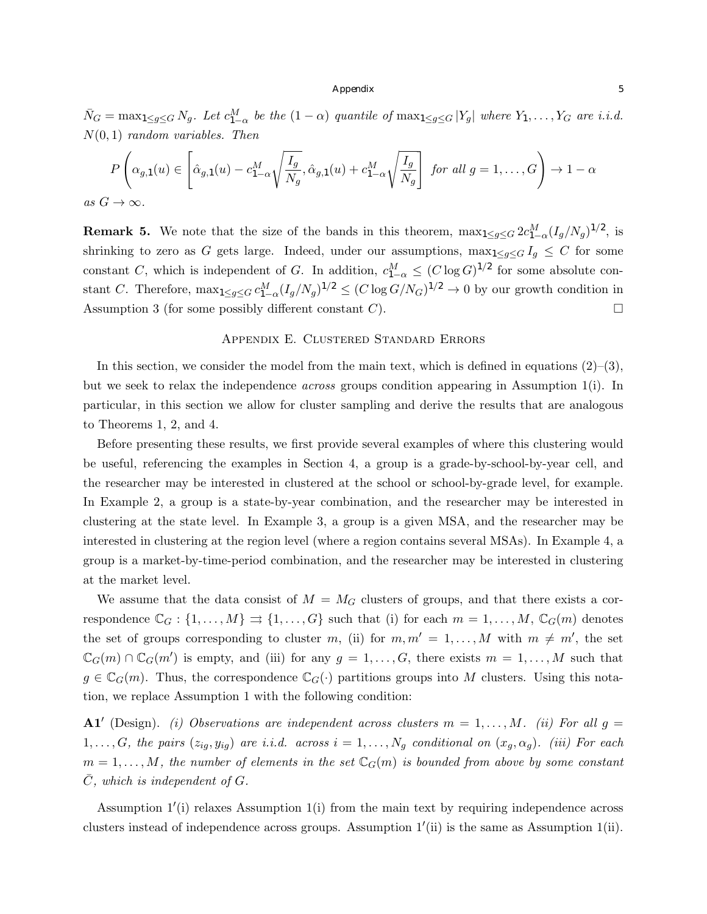$\bar{N}_G = \max_{1 \le g \le G} N_g$. *Let $c_{1-\alpha}^M$ be the $(1-\alpha)$ quantile of $\max_{1\le g\le G} |Y_g|$ where $Y_1, \dots, Y_G$ are i.i.d. $N(0,1)$ random variables. Then*

$$P\left(\alpha_{g,1}(u) \in \left[\hat{\alpha}_{g,1}(u) - c_{1-\alpha}^M \sqrt{\frac{I_g}{N_g}}, \hat{\alpha}_{g,1}(u) + c_{1-\alpha}^M \sqrt{\frac{I_g}{N_g}}\right] \text{ for all } g = 1, \dots, G\right) \to 1 - \alpha$$

*as $G \to \infty$.*

**Remark 5.** We note that the size of the bands in this theorem, $\max_{1\le g\le G} 2c_{1-\alpha}^M (I_g/N_g)^{1/2}$, is shrinking to zero as $G$ gets large. Indeed, under our assumptions, $\max_{1\le g\le G} I_g \le C$ for some constant $C$, which is independent of $G$. In addition, $c_{1-\alpha}^M \le (C \log G)^{1/2}$ for some absolute constant $C$. Therefore, $\max_{1\le g\le G} c_{1-\alpha}^M (I_g/N_g)^{1/2} \le (C \log G/N_G)^{1/2} \to 0$ by our growth condition in Assumption 3 (for some possibly different constant $C$). □

## Appendix E. Clustered Standard Errors

In this section, we consider the model from the main text, which is defined in equations (2)–(3), but we seek to relax the independence *across* groups condition appearing in Assumption 1(i). In particular, in this section we allow for cluster sampling and derive the results that are analogous to Theorems 1, 2, and 4.

Before presenting these results, we first provide several examples of where this clustering would be useful, referencing the examples in Section 4, a group is a grade-by-school-by-year cell, and the researcher may be interested in clustered at the school or school-by-grade level, for example. In Example 2, a group is a state-by-year combination, and the researcher may be interested in clustering at the state level. In Example 3, a group is a given MSA, and the researcher may be interested in clustering at the region level (where a region contains several MSAs). In Example 4, a group is a market-by-time-period combination, and the researcher may be interested in clustering at the market level.

We assume that the data consist of $M = M_G$ clusters of groups, and that there exists a correspondence $\mathbb{C}_G : \{1, \dots, M\} \rightrightarrows \{1, \dots, G\}$ such that (i) for each $m = 1, \dots, M$, $\mathbb{C}_G(m)$ denotes the set of groups corresponding to cluster $m$, (ii) for $m, m' = 1, \dots, M$ with $m \neq m'$, the set $\mathbb{C}_G(m) \cap \mathbb{C}_G(m')$ is empty, and (iii) for any $g = 1, \dots, G$, there exists $m = 1, \dots, M$ such that $g \in \mathbb{C}_G(m)$. Thus, the correspondence $\mathbb{C}_G(\cdot)$ partitions groups into $M$ clusters. Using this notation, we replace Assumption 1 with the following condition:

**A1′** (Design). *(i) Observations are independent across clusters $m = 1, \dots, M$. (ii) For all $g = 1, \dots, G$, the pairs $(z_{ig}, y_{ig})$ are i.i.d. across $i = 1, \dots, N_g$ conditional on $(x_g, \alpha_g)$. (iii) For each $m = 1, \dots, M$, the number of elements in the set $\mathbb{C}_G(m)$ is bounded from above by some constant $\bar{C}$, which is independent of $G$.*

Assumption 1′(i) relaxes Assumption 1(i) from the main text by requiring independence across clusters instead of independence across groups. Assumption 1′(ii) is the same as Assumption 1(ii).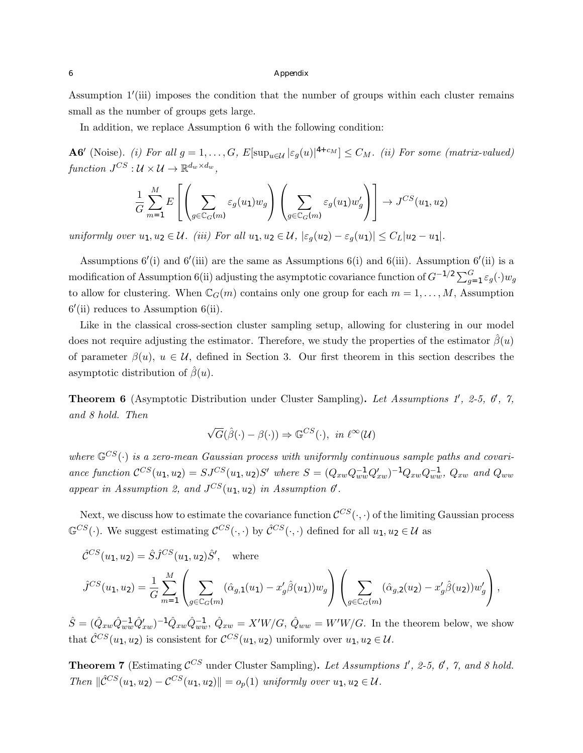Assumption 1′(iii) imposes the condition that the number of groups within each cluster remains small as the number of groups gets large.

In addition, we replace Assumption 6 with the following condition:

**A6′** (Noise). *(i) For all $g = 1, \ldots, G$, $E[\sup_{u \in \mathcal{U}} |\varepsilon_g(u)|^{4+c_M}] \le C_M$. (ii) For some (matrix-valued) function $J^{CS} : \mathcal{U} \times \mathcal{U} \to \mathbb{R}^{d_w \times d_w}$,*

$$\frac{1}{G}\sum_{m=1}^{M} E\left[\left(\sum_{g \in \mathbb{C}_G(m)} \varepsilon_g(u_1) w_g\right)\left(\sum_{g \in \mathbb{C}_G(m)} \varepsilon_g(u_1) w_g'\right)\right] \to J^{CS}(u_1, u_2)$$

*uniformly over $u_1, u_2 \in \mathcal{U}$. (iii) For all $u_1, u_2 \in \mathcal{U}$, $|\varepsilon_g(u_2) - \varepsilon_g(u_1)| \le C_L |u_2 - u_1|$.*

Assumptions 6′(i) and 6′(iii) are the same as Assumptions 6(i) and 6(iii). Assumption 6′(ii) is a modification of Assumption 6(ii) adjusting the asymptotic covariance function of $G^{-1/2}\sum_{g=1}^{G}\varepsilon_g(\cdot)w_g$ to allow for clustering. When $\mathbb{C}_G(m)$ contains only one group for each $m = 1, \ldots, M$, Assumption 6′(ii) reduces to Assumption 6(ii).

Like in the classical cross-section cluster sampling setup, allowing for clustering in our model does not require adjusting the estimator. Therefore, we study the properties of the estimator $\hat\beta(u)$ of parameter $\beta(u)$, $u \in \mathcal{U}$, defined in Section 3. Our first theorem in this section describes the asymptotic distribution of $\hat\beta(u)$.

**Theorem 6** (Asymptotic Distribution under Cluster Sampling)**.** *Let Assumptions 1′, 2-5, 6′, 7, and 8 hold. Then*

$$\sqrt{G}(\hat\beta(\cdot) - \beta(\cdot)) \Rightarrow \mathbb{G}^{CS}(\cdot), \text{ in } \ell^\infty(\mathcal{U})$$

*where $\mathbb{G}^{CS}(\cdot)$ is a zero-mean Gaussian process with uniformly continuous sample paths and covariance function $\mathcal{C}^{CS}(u_1, u_2) = SJ^{CS}(u_1, u_2)S'$ where $S = (Q_{xw}Q_{ww}^{-1}Q_{xw}')^{-1}Q_{xw}Q_{ww}^{-1}$, $Q_{xw}$ and $Q_{ww}$ appear in Assumption 2, and $J^{CS}(u_1, u_2)$ in Assumption 6′.*

Next, we discuss how to estimate the covariance function $\mathcal{C}^{CS}(\cdot,\cdot)$ of the limiting Gaussian process $\mathbb{G}^{CS}(\cdot)$. We suggest estimating $\mathcal{C}^{CS}(\cdot,\cdot)$ by $\hat{\mathcal{C}}^{CS}(\cdot,\cdot)$ defined for all $u_1, u_2 \in \mathcal{U}$ as

$$\hat{\mathcal{C}}^{CS}(u_1, u_2) = \hat S \hat J^{CS}(u_1, u_2)\hat S', \quad \text{where}$$

$$\hat J^{CS}(u_1, u_2) = \frac{1}{G}\sum_{m=1}^{M}\left(\sum_{g \in \mathbb{C}_G(m)} (\hat\alpha_{g,1}(u_1) - x_g'\hat\beta(u_1))w_g\right)\left(\sum_{g \in \mathbb{C}_G(m)} (\hat\alpha_{g,2}(u_2) - x_g'\hat\beta(u_2))w_g'\right),$$

$\hat S = (\hat Q_{xw}\hat Q_{ww}^{-1}\hat Q_{xw}')^{-1}\hat Q_{xw}\hat Q_{ww}^{-1}$, $\hat Q_{xw} = X'W/G$, $\hat Q_{ww} = W'W/G$. In the theorem below, we show that $\hat{\mathcal{C}}^{CS}(u_1, u_2)$ is consistent for $\mathcal{C}^{CS}(u_1, u_2)$ uniformly over $u_1, u_2 \in \mathcal{U}$.

**Theorem 7** (Estimating $\mathcal{C}^{CS}$ under Cluster Sampling)**.** *Let Assumptions 1′, 2-5, 6′, 7, and 8 hold. Then $\|\hat{\mathcal{C}}^{CS}(u_1, u_2) - \mathcal{C}^{CS}(u_1, u_2)\| = o_p(1)$ uniformly over $u_1, u_2 \in \mathcal{U}$.*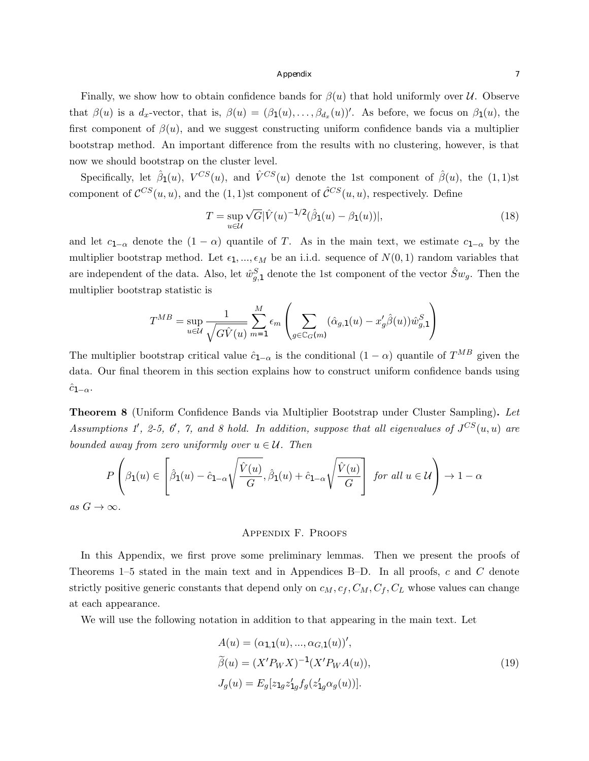Finally, we show how to obtain confidence bands for $\beta(u)$ that hold uniformly over $\mathcal{U}$. Observe that $\beta(u)$ is a $d_x$-vector, that is, $\beta(u) = (\beta_1(u), \ldots, \beta_{d_x}(u))'$. As before, we focus on $\beta_1(u)$, the first component of $\beta(u)$, and we suggest constructing uniform confidence bands via a multiplier bootstrap method. An important difference from the results with no clustering, however, is that now we should bootstrap on the cluster level.

Specifically, let $\hat{\beta}_1(u)$, $V^{CS}(u)$, and $\hat{V}^{CS}(u)$ denote the 1st component of $\hat{\beta}(u)$, the $(1,1)$st component of $\mathcal{C}^{CS}(u,u)$, and the $(1,1)$st component of $\hat{\mathcal{C}}^{CS}(u,u)$, respectively. Define

$$T = \sup_{u \in \mathcal{U}} \sqrt{G} |\hat{V}(u)^{-1/2}(\hat{\beta}_1(u) - \beta_1(u))|, \tag{18}$$

and let $c_{1-\alpha}$ denote the $(1-\alpha)$ quantile of $T$. As in the main text, we estimate $c_{1-\alpha}$ by the multiplier bootstrap method. Let $\epsilon_1, \ldots, \epsilon_M$ be an i.i.d. sequence of $N(0,1)$ random variables that are independent of the data. Also, let $\hat{w}^S_{g,1}$ denote the 1st component of the vector $\hat{S}w_g$. Then the multiplier bootstrap statistic is

$$T^{MB} = \sup_{u \in \mathcal{U}} \frac{1}{\sqrt{G\hat{V}(u)}} \sum_{m=1}^{M} \epsilon_m \left( \sum_{g \in \mathbb{C}_G(m)} (\hat{\alpha}_{g,1}(u) - x_g' \hat{\beta}(u)) \hat{w}^S_{g,1} \right)$$

The multiplier bootstrap critical value $\hat{c}_{1-\alpha}$ is the conditional $(1-\alpha)$ quantile of $T^{MB}$ given the data. Our final theorem in this section explains how to construct uniform confidence bands using $\hat{c}_{1-\alpha}$.

**Theorem 8** (Uniform Confidence Bands via Multiplier Bootstrap under Cluster Sampling)**.** *Let Assumptions 1′, 2-5, 6′, 7, and 8 hold. In addition, suppose that all eigenvalues of $J^{CS}(u,u)$ are bounded away from zero uniformly over $u \in \mathcal{U}$. Then*

$$P\left( \beta_1(u) \in \left[ \hat{\beta}_1(u) - \hat{c}_{1-\alpha}\sqrt{\frac{\hat{V}(u)}{G}}, \hat{\beta}_1(u) + \hat{c}_{1-\alpha}\sqrt{\frac{\hat{V}(u)}{G}} \right] \text{ for all } u \in \mathcal{U} \right) \to 1 - \alpha$$

*as $G \to \infty$.*

## Appendix F. Proofs

In this Appendix, we first prove some preliminary lemmas. Then we present the proofs of Theorems 1–5 stated in the main text and in Appendices B–D. In all proofs, $c$ and $C$ denote strictly positive generic constants that depend only on $c_M, c_f, C_M, C_f, C_L$ whose values can change at each appearance.

We will use the following notation in addition to that appearing in the main text. Let

$$\begin{aligned} A(u) &= (\alpha_{1,1}(u), \ldots, \alpha_{G,1}(u))', \\ \widetilde{\beta}(u) &= (X'P_W X)^{-1}(X'P_W A(u)), \\ J_g(u) &= E_g[z_{1g} z_{1g}' f_g(z_{1g}' \alpha_g(u))]. \end{aligned} \tag{19}$$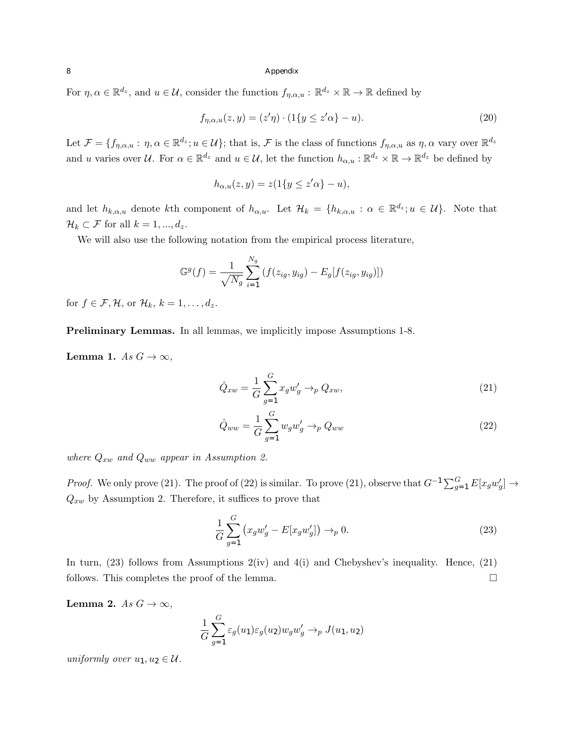For $\eta, \alpha \in \mathbb{R}^{d_z}$, and $u \in \mathcal{U}$, consider the function $f_{\eta,\alpha,u} : \mathbb{R}^{d_z} \times \mathbb{R} \to \mathbb{R}$ defined by

$$f_{\eta,\alpha,u}(z, y) = (z'\eta) \cdot (1\{y \leq z'\alpha\} - u). \tag{20}$$

Let $\mathcal{F} = \{f_{\eta,\alpha,u} : \eta, \alpha \in \mathbb{R}^{d_z}; u \in \mathcal{U}\}$; that is, $\mathcal{F}$ is the class of functions $f_{\eta,\alpha,u}$ as $\eta, \alpha$ vary over $\mathbb{R}^{d_z}$ and $u$ varies over $\mathcal{U}$. For $\alpha \in \mathbb{R}^{d_z}$ and $u \in \mathcal{U}$, let the function $h_{\alpha,u} : \mathbb{R}^{d_z} \times \mathbb{R} \to \mathbb{R}^{d_z}$ be defined by

$$h_{\alpha,u}(z, y) = z(1\{y \leq z'\alpha\} - u),$$

and let $h_{k,\alpha,u}$ denote $k$th component of $h_{\alpha,u}$. Let $\mathcal{H}_k = \{h_{k,\alpha,u} : \alpha \in \mathbb{R}^{d_z}; u \in \mathcal{U}\}$. Note that $\mathcal{H}_k \subset \mathcal{F}$ for all $k = 1, ..., d_z$.

We will also use the following notation from the empirical process literature,

$$\mathbb{G}^g(f) = \frac{1}{\sqrt{N_g}} \sum_{i=1}^{N_g} \left(f(z_{ig}, y_{ig}) - E_g[f(z_{ig}, y_{ig})]\right)$$

for $f \in \mathcal{F}, \mathcal{H}$, or $\mathcal{H}_k$, $k = 1, \ldots, d_z$.

**Preliminary Lemmas.** In all lemmas, we implicitly impose Assumptions 1-8.

**Lemma 1.** *As $G \to \infty$,*

$$\hat{Q}_{xw} = \frac{1}{G} \sum_{g=1}^{G} x_g w_g' \to_p Q_{xw}, \tag{21}$$

$$\hat{Q}_{ww} = \frac{1}{G} \sum_{g=1}^{G} w_g w_g' \to_p Q_{ww} \tag{22}$$

*where $Q_{xw}$ and $Q_{ww}$ appear in Assumption 2.*

*Proof.* We only prove (21). The proof of (22) is similar. To prove (21), observe that $G^{-1} \sum_{g=1}^{G} E[x_g w_g'] \to Q_{xw}$ by Assumption 2. Therefore, it suffices to prove that

$$\frac{1}{G} \sum_{g=1}^{G} \left(x_g w_g' - E[x_g w_g']\right) \to_p 0. \tag{23}$$

In turn, (23) follows from Assumptions 2(iv) and 4(i) and Chebyshev's inequality. Hence, (21) follows. This completes the proof of the lemma. $\square$

**Lemma 2.** *As $G \to \infty$,*

$$\frac{1}{G} \sum_{g=1}^{G} \varepsilon_g(u_1)\varepsilon_g(u_2) w_g w_g' \to_p J(u_1, u_2)$$

*uniformly over $u_1, u_2 \in \mathcal{U}$.*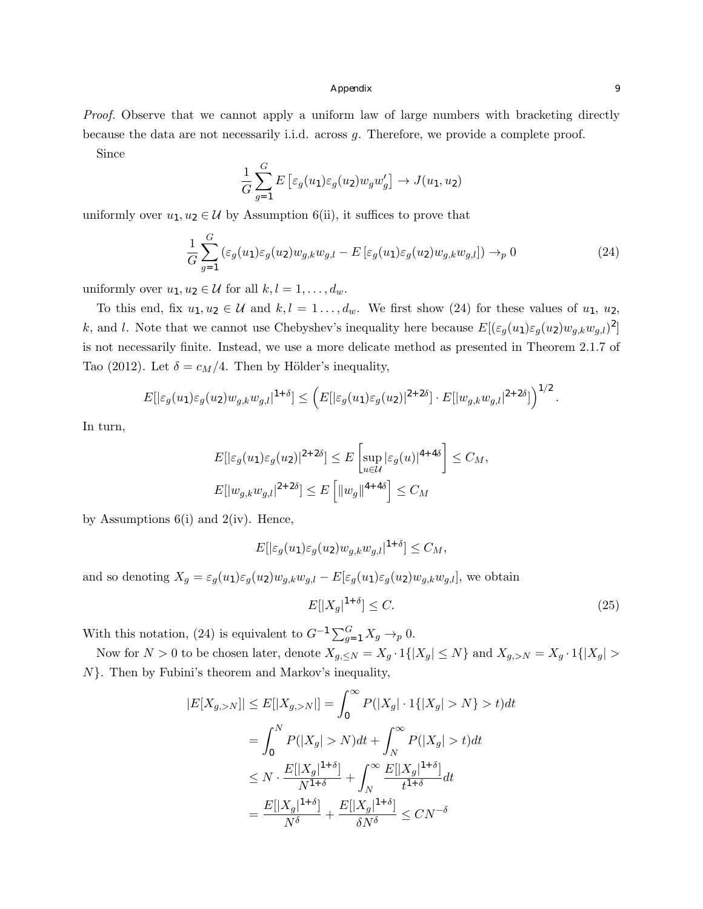*Proof.* Observe that we cannot apply a uniform law of large numbers with bracketing directly because the data are not necessarily i.i.d. across $g$. Therefore, we provide a complete proof.

Since

$$\frac{1}{G}\sum_{g=1}^{G} E\left[\varepsilon_g(u_1)\varepsilon_g(u_2)w_g w_g'\right] \to J(u_1,u_2)$$

uniformly over $u_1, u_2 \in \mathcal{U}$ by Assumption 6(ii), it suffices to prove that

$$\frac{1}{G}\sum_{g=1}^{G}\left(\varepsilon_g(u_1)\varepsilon_g(u_2)w_{g,k}w_{g,l} - E\left[\varepsilon_g(u_1)\varepsilon_g(u_2)w_{g,k}w_{g,l}\right]\right) \to_p 0 \tag{24}$$

uniformly over $u_1, u_2 \in \mathcal{U}$ for all $k, l = 1, \ldots, d_w$.

To this end, fix $u_1, u_2 \in \mathcal{U}$ and $k, l = 1 \ldots, d_w$. We first show (24) for these values of $u_1$, $u_2$, $k$, and $l$. Note that we cannot use Chebyshev's inequality here because $E[(\varepsilon_g(u_1)\varepsilon_g(u_2)w_{g,k}w_{g,l})^2]$ is not necessarily finite. Instead, we use a more delicate method as presented in Theorem 2.1.7 of Tao (2012). Let $\delta = c_M/4$. Then by Hölder's inequality,

$$E[|\varepsilon_g(u_1)\varepsilon_g(u_2)w_{g,k}w_{g,l}|^{1+\delta}] \le \left(E[|\varepsilon_g(u_1)\varepsilon_g(u_2)|^{2+2\delta}]\cdot E[|w_{g,k}w_{g,l}|^{2+2\delta}]\right)^{1/2}.$$

In turn,

$$E[|\varepsilon_g(u_1)\varepsilon_g(u_2)|^{2+2\delta}] \le E\left[\sup_{u\in\mathcal{U}}|\varepsilon_g(u)|^{4+4\delta}\right] \le C_M,$$

$$E[|w_{g,k}w_{g,l}|^{2+2\delta}] \le E\left[\|w_g\|^{4+4\delta}\right] \le C_M$$

by Assumptions 6(i) and 2(iv). Hence,

$$E[|\varepsilon_g(u_1)\varepsilon_g(u_2)w_{g,k}w_{g,l}|^{1+\delta}] \le C_M,$$

and so denoting $X_g = \varepsilon_g(u_1)\varepsilon_g(u_2)w_{g,k}w_{g,l} - E[\varepsilon_g(u_1)\varepsilon_g(u_2)w_{g,k}w_{g,l}]$, we obtain

$$E[|X_g|^{1+\delta}] \le C. \tag{25}$$

With this notation, (24) is equivalent to $G^{-1}\sum_{g=1}^{G} X_g \to_p 0$.

Now for $N > 0$ to be chosen later, denote $X_{g,\le N} = X_g \cdot 1\{|X_g| \le N\}$ and $X_{g,>N} = X_g \cdot 1\{|X_g| > N\}$. Then by Fubini's theorem and Markov's inequality,

$$\begin{aligned}
|E[X_{g,>N}]| \le E[|X_{g,>N}|] &= \int_0^\infty P(|X_g|\cdot 1\{|X_g| > N\} > t)dt \\
&= \int_0^N P(|X_g| > N)dt + \int_N^\infty P(|X_g| > t)dt \\
&\le N \cdot \frac{E[|X_g|^{1+\delta}]}{N^{1+\delta}} + \int_N^\infty \frac{E[|X_g|^{1+\delta}]}{t^{1+\delta}}dt \\
&= \frac{E[|X_g|^{1+\delta}]}{N^\delta} + \frac{E[|X_g|^{1+\delta}]}{\delta N^\delta} \le CN^{-\delta}
\end{aligned}$$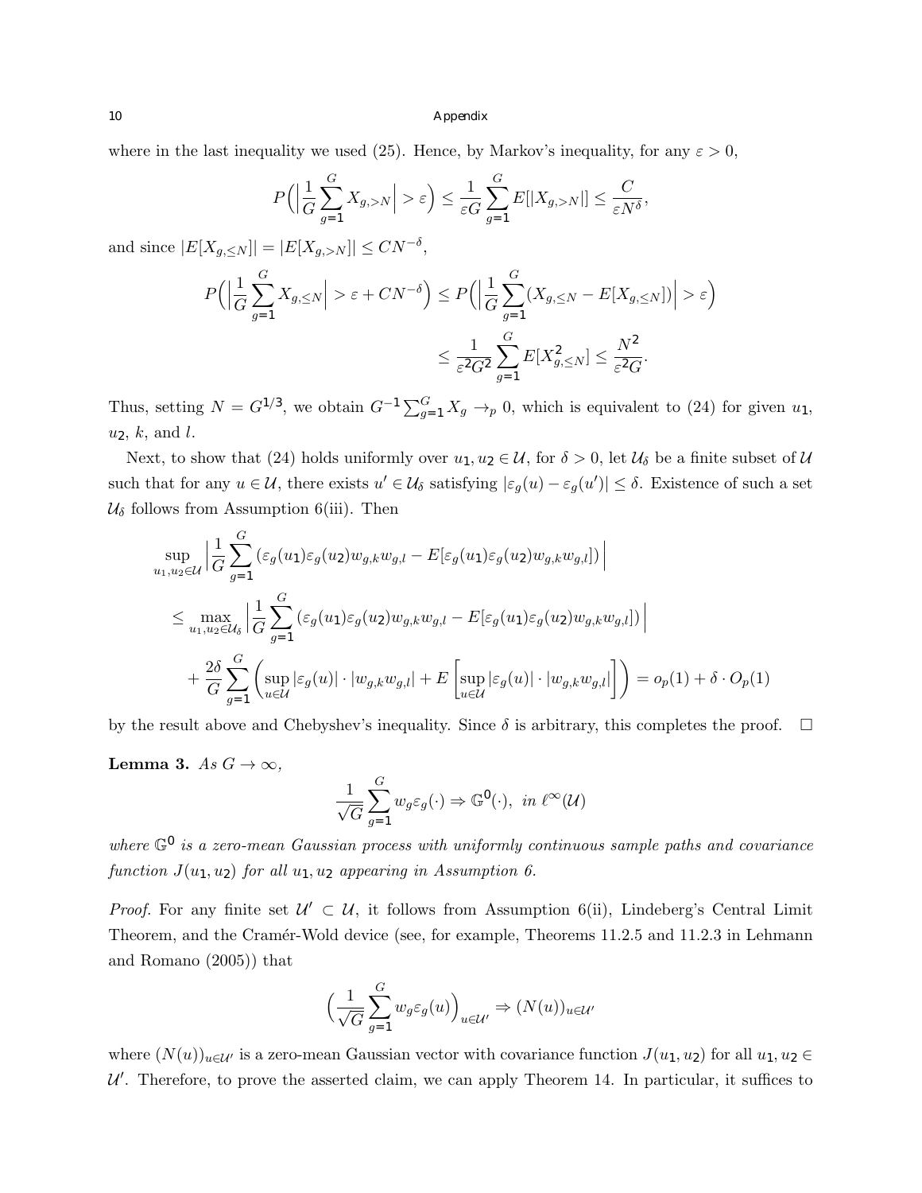where in the last inequality we used (25). Hence, by Markov's inequality, for any $\varepsilon > 0$,

$$
P\Big(\Big|\frac{1}{G}\sum_{g=1}^{G} X_{g,>N}\Big| > \varepsilon\Big) \leq \frac{1}{\varepsilon G}\sum_{g=1}^{G} E[|X_{g,>N}|] \leq \frac{C}{\varepsilon N^{\delta}},
$$

and since $|E[X_{g,\leq N}]| = |E[X_{g,>N}]| \leq CN^{-\delta}$,

$$
\begin{aligned}
P\Big(\Big|\frac{1}{G}\sum_{g=1}^{G} X_{g,\leq N}\Big| > \varepsilon + CN^{-\delta}\Big) &\leq P\Big(\Big|\frac{1}{G}\sum_{g=1}^{G}(X_{g,\leq N} - E[X_{g,\leq N}])\Big| > \varepsilon\Big) \\
&\leq \frac{1}{\varepsilon^2 G^2}\sum_{g=1}^{G} E[X_{g,\leq N}^2] \leq \frac{N^2}{\varepsilon^2 G}.
\end{aligned}
$$

Thus, setting $N = G^{1/3}$, we obtain $G^{-1}\sum_{g=1}^{G} X_g \to_p 0$, which is equivalent to (24) for given $u_1$, $u_2$, $k$, and $l$.

Next, to show that (24) holds uniformly over $u_1, u_2 \in \mathcal{U}$, for $\delta > 0$, let $\mathcal{U}_\delta$ be a finite subset of $\mathcal{U}$ such that for any $u \in \mathcal{U}$, there exists $u' \in \mathcal{U}_\delta$ satisfying $|\varepsilon_g(u) - \varepsilon_g(u')| \leq \delta$. Existence of such a set $\mathcal{U}_\delta$ follows from Assumption 6(iii). Then

$$
\begin{aligned}
&\sup_{u_1,u_2\in\mathcal{U}}\Big|\frac{1}{G}\sum_{g=1}^{G}\left(\varepsilon_g(u_1)\varepsilon_g(u_2)w_{g,k}w_{g,l} - E[\varepsilon_g(u_1)\varepsilon_g(u_2)w_{g,k}w_{g,l}]\right)\Big| \\
&\leq \max_{u_1,u_2\in\mathcal{U}_\delta}\Big|\frac{1}{G}\sum_{g=1}^{G}\left(\varepsilon_g(u_1)\varepsilon_g(u_2)w_{g,k}w_{g,l} - E[\varepsilon_g(u_1)\varepsilon_g(u_2)w_{g,k}w_{g,l}]\right)\Big| \\
&\quad + \frac{2\delta}{G}\sum_{g=1}^{G}\left(\sup_{u\in\mathcal{U}}|\varepsilon_g(u)|\cdot|w_{g,k}w_{g,l}| + E\left[\sup_{u\in\mathcal{U}}|\varepsilon_g(u)|\cdot|w_{g,k}w_{g,l}|\right]\right) = o_p(1) + \delta\cdot O_p(1)
\end{aligned}
$$

by the result above and Chebyshev's inequality. Since $\delta$ is arbitrary, this completes the proof. $\square$

**Lemma 3.** *As $G \to \infty$,*

$$
\frac{1}{\sqrt{G}}\sum_{g=1}^{G} w_g\varepsilon_g(\cdot) \Rightarrow \mathbb{G}^0(\cdot), \text{ in } \ell^\infty(\mathcal{U})
$$

*where $\mathbb{G}^0$ is a zero-mean Gaussian process with uniformly continuous sample paths and covariance function $J(u_1, u_2)$ for all $u_1, u_2$ appearing in Assumption 6.*

*Proof.* For any finite set $\mathcal{U}' \subset \mathcal{U}$, it follows from Assumption 6(ii), Lindeberg's Central Limit Theorem, and the Cramér-Wold device (see, for example, Theorems 11.2.5 and 11.2.3 in Lehmann and Romano (2005)) that

$$
\Big(\frac{1}{\sqrt{G}}\sum_{g=1}^{G} w_g\varepsilon_g(u)\Big)_{u\in\mathcal{U}'} \Rightarrow (N(u))_{u\in\mathcal{U}'}
$$

where $(N(u))_{u\in\mathcal{U}'}$ is a zero-mean Gaussian vector with covariance function $J(u_1, u_2)$ for all $u_1, u_2 \in \mathcal{U}'$. Therefore, to prove the asserted claim, we can apply Theorem 14. In particular, it suffices to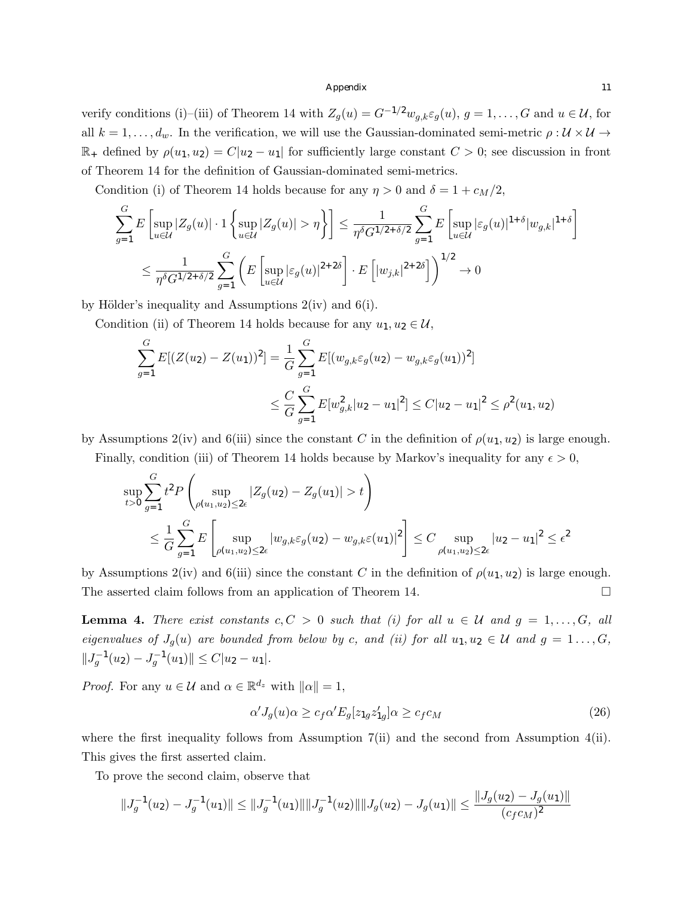verify conditions (i)–(iii) of Theorem 14 with $Z_g(u) = G^{-1/2} w_{g,k} \varepsilon_g(u)$, $g = 1, \dots, G$ and $u \in \mathcal{U}$, for all $k = 1, \dots, d_w$. In the verification, we will use the Gaussian-dominated semi-metric $\rho : \mathcal{U} \times \mathcal{U} \to \mathbb{R}_+$ defined by $\rho(u_1, u_2) = C|u_2 - u_1|$ for sufficiently large constant $C > 0$; see discussion in front of Theorem 14 for the definition of Gaussian-dominated semi-metrics.

Condition (i) of Theorem 14 holds because for any $\eta > 0$ and $\delta = 1 + c_M/2$,

$$\sum_{g=1}^G E\left[\sup_{u\in\mathcal{U}} |Z_g(u)| \cdot 1\left\{\sup_{u\in\mathcal{U}} |Z_g(u)| > \eta\right\}\right] \le \frac{1}{\eta^\delta G^{1/2+\delta/2}} \sum_{g=1}^G E\left[\sup_{u\in\mathcal{U}} |\varepsilon_g(u)|^{1+\delta} |w_{g,k}|^{1+\delta}\right]$$

$$\le \frac{1}{\eta^\delta G^{1/2+\delta/2}} \sum_{g=1}^G \left( E\left[\sup_{u\in\mathcal{U}} |\varepsilon_g(u)|^{2+2\delta}\right] \cdot E\left[|w_{j,k}|^{2+2\delta}\right]\right)^{1/2} \to 0$$

by Hölder's inequality and Assumptions 2(iv) and 6(i).

Condition (ii) of Theorem 14 holds because for any $u_1, u_2 \in \mathcal{U}$,

$$\sum_{g=1}^G E[(Z(u_2) - Z(u_1))^2] = \frac{1}{G}\sum_{g=1}^G E[(w_{g,k}\varepsilon_g(u_2) - w_{g,k}\varepsilon_g(u_1))^2]$$

$$\le \frac{C}{G}\sum_{g=1}^G E[w_{g,k}^2 |u_2 - u_1|^2] \le C|u_2 - u_1|^2 \le \rho^2(u_1, u_2)$$

by Assumptions 2(iv) and 6(iii) since the constant $C$ in the definition of $\rho(u_1, u_2)$ is large enough.

Finally, condition (iii) of Theorem 14 holds because by Markov's inequality for any $\epsilon > 0$,

$$\sup_{t>0} \sum_{g=1}^G t^2 P\left(\sup_{\rho(u_1,u_2)\le 2\epsilon} |Z_g(u_2) - Z_g(u_1)| > t\right)$$

$$\le \frac{1}{G}\sum_{g=1}^G E\left[\sup_{\rho(u_1,u_2)\le 2\epsilon} |w_{g,k}\varepsilon_g(u_2) - w_{g,k}\varepsilon(u_1)|^2\right] \le C \sup_{\rho(u_1,u_2)\le 2\epsilon} |u_2 - u_1|^2 \le \epsilon^2$$

by Assumptions 2(iv) and 6(iii) since the constant $C$ in the definition of $\rho(u_1, u_2)$ is large enough. The asserted claim follows from an application of Theorem 14. □

**Lemma 4.** *There exist constants $c, C > 0$ such that (i) for all $u \in \mathcal{U}$ and $g = 1, \dots, G$, all eigenvalues of $J_g(u)$ are bounded from below by $c$, and (ii) for all $u_1, u_2 \in \mathcal{U}$ and $g = 1 \dots, G$, $\|J_g^{-1}(u_2) - J_g^{-1}(u_1)\| \le C|u_2 - u_1|$.*

*Proof.* For any $u \in \mathcal{U}$ and $\alpha \in \mathbb{R}^{d_z}$ with $\|\alpha\| = 1$,

$$\alpha' J_g(u)\alpha \ge c_f \alpha' E_g[z_{1g}z_{1g}']\alpha \ge c_f c_M \tag{26}$$

where the first inequality follows from Assumption 7(ii) and the second from Assumption 4(ii). This gives the first asserted claim.

To prove the second claim, observe that

$$\|J_g^{-1}(u_2) - J_g^{-1}(u_1)\| \le \|J_g^{-1}(u_1)\| \|J_g^{-1}(u_2)\| \|J_g(u_2) - J_g(u_1)\| \le \frac{\|J_g(u_2) - J_g(u_1)\|}{(c_f c_M)^2}$$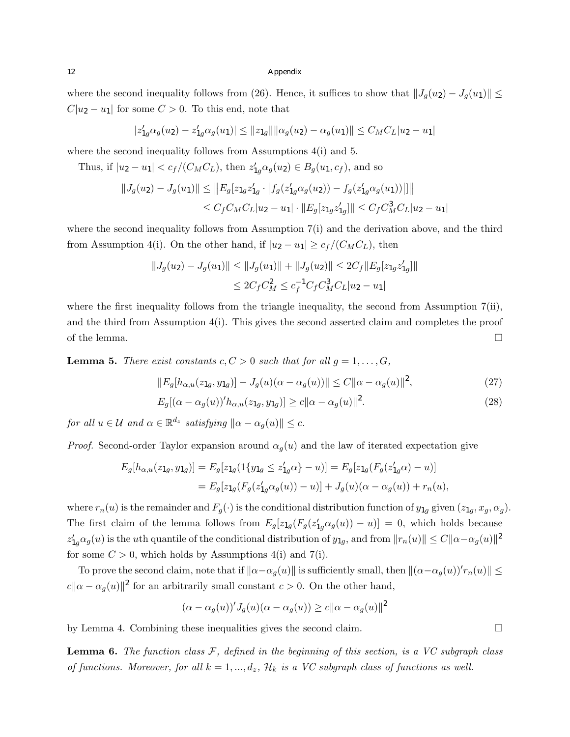where the second inequality follows from (26). Hence, it suffices to show that $\|J_g(u_2) - J_g(u_1)\| \leq C|u_2 - u_1|$ for some $C > 0$. To this end, note that

$$|z_{1g}'\alpha_g(u_2) - z_{1g}'\alpha_g(u_1)| \leq \|z_{1g}\|\|\alpha_g(u_2) - \alpha_g(u_1)\| \leq C_M C_L |u_2 - u_1|$$

where the second inequality follows from Assumptions 4(i) and 5.

Thus, if $|u_2 - u_1| < c_f/(C_M C_L)$, then $z_{1g}'\alpha_g(u_2) \in B_g(u_1, c_f)$, and so

$$\begin{aligned}\|J_g(u_2) - J_g(u_1)\| &\leq \left\|E_g[z_{1g}z_{1g}' \cdot \left|f_g(z_{1g}'\alpha_g(u_2)) - f_g(z_{1g}'\alpha_g(u_1))\right|]\right\| \\ &\leq C_f C_M C_L |u_2 - u_1| \cdot \|E_g[z_{1g}z_{1g}']\| \leq C_f C_M^3 C_L |u_2 - u_1|\end{aligned}$$

where the second inequality follows from Assumption 7(i) and the derivation above, and the third from Assumption 4(i). On the other hand, if $|u_2 - u_1| \geq c_f/(C_M C_L)$, then

$$\begin{aligned}\|J_g(u_2) - J_g(u_1)\| &\leq \|J_g(u_1)\| + \|J_g(u_2)\| \leq 2C_f\|E_g[z_{1g}z_{1g}']\| \\ &\leq 2C_f C_M^2 \leq c_f^{-1} C_f C_M^3 C_L |u_2 - u_1|\end{aligned}$$

where the first inequality follows from the triangle inequality, the second from Assumption 7(ii), and the third from Assumption 4(i). This gives the second asserted claim and completes the proof of the lemma. $\square$

**Lemma 5.** *There exist constants $c, C > 0$ such that for all $g = 1, \ldots, G$,*

$$\|E_g[h_{\alpha,u}(z_{1g}, y_{1g})] - J_g(u)(\alpha - \alpha_g(u))\| \leq C\|\alpha - \alpha_g(u)\|^2, \tag{27}$$

$$E_g[(\alpha - \alpha_g(u))'h_{\alpha,u}(z_{1g}, y_{1g})] \geq c\|\alpha - \alpha_g(u)\|^2. \tag{28}$$

*for all $u \in \mathcal{U}$ and $\alpha \in \mathbb{R}^{d_z}$ satisfying $\|\alpha - \alpha_g(u)\| \leq c$.*

*Proof.* Second-order Taylor expansion around $\alpha_g(u)$ and the law of iterated expectation give

$$\begin{aligned}E_g[h_{\alpha,u}(z_{1g}, y_{1g})] &= E_g[z_{1g}(1\{y_{1g} \leq z_{1g}'\alpha\} - u)] = E_g[z_{1g}(F_g(z_{1g}'\alpha) - u)] \\ &= E_g[z_{1g}(F_g(z_{1g}'\alpha_g(u)) - u)] + J_g(u)(\alpha - \alpha_g(u)) + r_n(u),\end{aligned}$$

where $r_n(u)$ is the remainder and $F_g(\cdot)$ is the conditional distribution function of $y_{1g}$ given $(z_{1g}, x_g, \alpha_g)$. The first claim of the lemma follows from $E_g[z_{1g}(F_g(z_{1g}'\alpha_g(u)) - u)] = 0$, which holds because $z_{1g}'\alpha_g(u)$ is the $u$th quantile of the conditional distribution of $y_{1g}$, and from $\|r_n(u)\| \leq C\|\alpha - \alpha_g(u)\|^2$ for some $C > 0$, which holds by Assumptions 4(i) and 7(i).

To prove the second claim, note that if $\|\alpha - \alpha_g(u)\|$ is sufficiently small, then $\|(\alpha - \alpha_g(u))'r_n(u)\| \leq c\|\alpha - \alpha_g(u)\|^2$ for an arbitrarily small constant $c > 0$. On the other hand,

$$(\alpha - \alpha_g(u))'J_g(u)(\alpha - \alpha_g(u)) \geq c\|\alpha - \alpha_g(u)\|^2$$

by Lemma 4. Combining these inequalities gives the second claim. $\square$

**Lemma 6.** *The function class $\mathcal{F}$, defined in the beginning of this section, is a VC subgraph class of functions. Moreover, for all $k = 1, ..., d_z$, $\mathcal{H}_k$ is a VC subgraph class of functions as well.*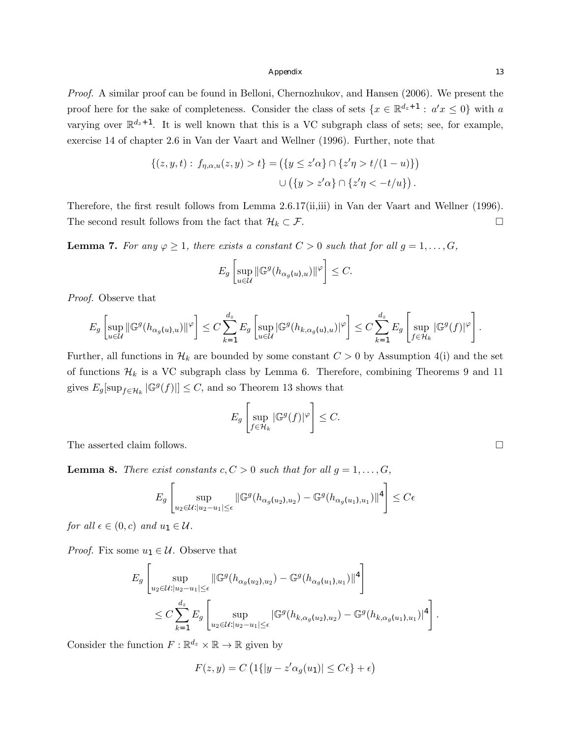*Proof.* A similar proof can be found in Belloni, Chernozhukov, and Hansen (2006). We present the proof here for the sake of completeness. Consider the class of sets $\{x \in \mathbb{R}^{d_z+1} : a'x \leq 0\}$ with $a$ varying over $\mathbb{R}^{d_z+1}$. It is well known that this is a VC subgraph class of sets; see, for example, exercise 14 of chapter 2.6 in Van der Vaart and Wellner (1996). Further, note that

$$\{(z, y, t) : f_{\eta,\alpha,u}(z, y) > t\} = \left(\{y \leq z'\alpha\} \cap \{z'\eta > t/(1-u)\}\right)$$
$$\cup \left(\{y > z'\alpha\} \cap \{z'\eta < -t/u\}\right).$$

Therefore, the first result follows from Lemma 2.6.17(ii,iii) in Van der Vaart and Wellner (1996). The second result follows from the fact that $\mathcal{H}_k \subset \mathcal{F}$. □

**Lemma 7.** *For any $\varphi \geq 1$, there exists a constant $C > 0$ such that for all $g = 1, \ldots, G$,*

$$E_g \left[\sup_{u \in \mathcal{U}} \|\mathbb{G}^g(h_{\alpha_g(u),u})\|^{\varphi}\right] \leq C.$$

*Proof.* Observe that

$$E_g \left[\sup_{u \in \mathcal{U}} \|\mathbb{G}^g(h_{\alpha_g(u),u})\|^{\varphi}\right] \leq C \sum_{k=1}^{d_z} E_g \left[\sup_{u \in \mathcal{U}} |\mathbb{G}^g(h_{k,\alpha_g(u),u})|^{\varphi}\right] \leq C \sum_{k=1}^{d_z} E_g \left[\sup_{f \in \mathcal{H}_k} |\mathbb{G}^g(f)|^{\varphi}\right].$$

Further, all functions in $\mathcal{H}_k$ are bounded by some constant $C > 0$ by Assumption 4(i) and the set of functions $\mathcal{H}_k$ is a VC subgraph class by Lemma 6. Therefore, combining Theorems 9 and 11 gives $E_g[\sup_{f \in \mathcal{H}_k} |\mathbb{G}^g(f)|] \leq C$, and so Theorem 13 shows that

$$E_g \left[\sup_{f \in \mathcal{H}_k} |\mathbb{G}^g(f)|^{\varphi}\right] \leq C.$$

The asserted claim follows. □

**Lemma 8.** *There exist constants $c, C > 0$ such that for all $g = 1, \ldots, G$,*

$$E_g \left[\sup_{u_2 \in \mathcal{U} : |u_2 - u_1| \leq \epsilon} \|\mathbb{G}^g(h_{\alpha_g(u_2),u_2}) - \mathbb{G}^g(h_{\alpha_g(u_1),u_1})\|^4\right] \leq C\epsilon$$

*for all $\epsilon \in (0, c)$ and $u_1 \in \mathcal{U}$.*

*Proof.* Fix some $u_1 \in \mathcal{U}$. Observe that

$$E_g \left[\sup_{u_2 \in \mathcal{U} : |u_2 - u_1| \leq \epsilon} \|\mathbb{G}^g(h_{\alpha_g(u_2),u_2}) - \mathbb{G}^g(h_{\alpha_g(u_1),u_1})\|^4\right]$$
$$\leq C \sum_{k=1}^{d_z} E_g \left[\sup_{u_2 \in \mathcal{U} : |u_2 - u_1| \leq \epsilon} |\mathbb{G}^g(h_{k,\alpha_g(u_2),u_2}) - \mathbb{G}^g(h_{k,\alpha_g(u_1),u_1})|^4\right].$$

Consider the function $F : \mathbb{R}^{d_z} \times \mathbb{R} \to \mathbb{R}$ given by

$$F(z, y) = C\left(1\{|y - z'\alpha_g(u_1)| \leq C\epsilon\} + \epsilon\right)$$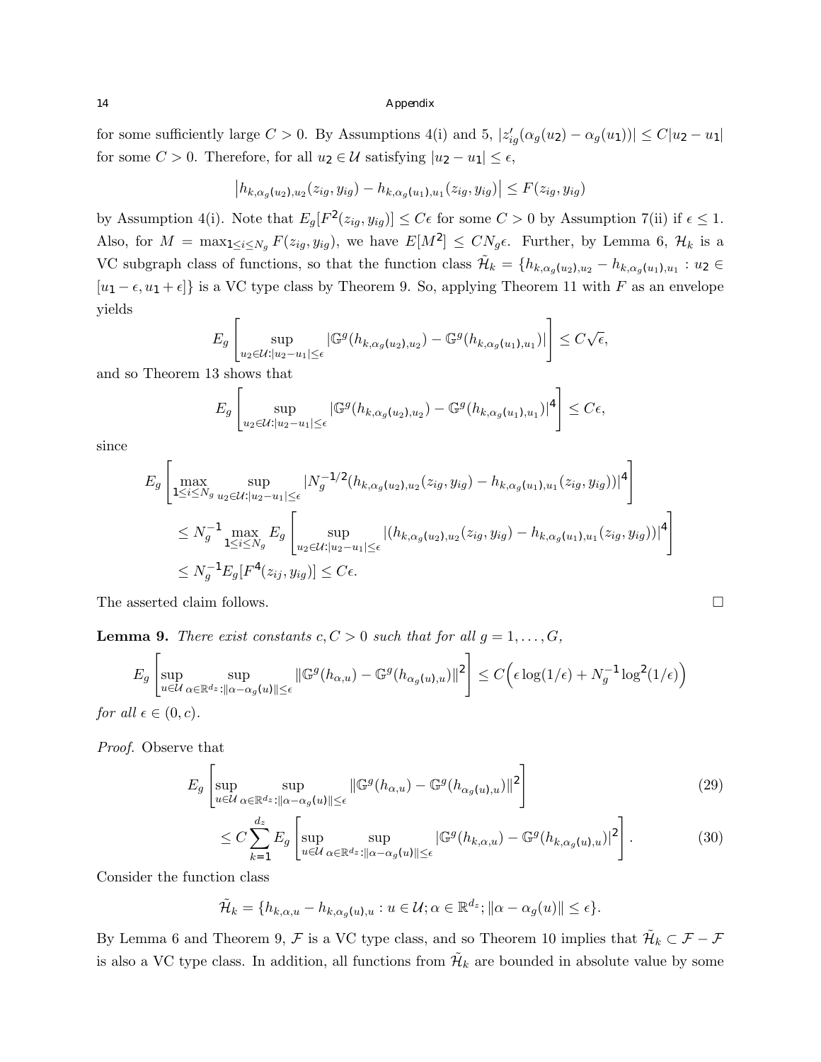for some sufficiently large $C > 0$. By Assumptions 4(i) and 5, $|z_{ig}'(\alpha_g(u_2) - \alpha_g(u_1))| \leq C|u_2 - u_1|$ for some $C > 0$. Therefore, for all $u_2 \in \mathcal{U}$ satisfying $|u_2 - u_1| \leq \epsilon$,

$$\left| h_{k,\alpha_g(u_2),u_2}(z_{ig}, y_{ig}) - h_{k,\alpha_g(u_1),u_1}(z_{ig}, y_{ig}) \right| \leq F(z_{ig}, y_{ig})$$

by Assumption 4(i). Note that $E_g[F^2(z_{ig}, y_{ig})] \leq C\epsilon$ for some $C > 0$ by Assumption 7(ii) if $\epsilon \leq 1$. Also, for $M = \max_{1 \leq i \leq N_g} F(z_{ig}, y_{ig})$, we have $E[M^2] \leq C N_g \epsilon$. Further, by Lemma 6, $\mathcal{H}_k$ is a VC subgraph class of functions, so that the function class $\tilde{\mathcal{H}}_k = \{h_{k,\alpha_g(u_2),u_2} - h_{k,\alpha_g(u_1),u_1} : u_2 \in [u_1 - \epsilon, u_1 + \epsilon]\}$ is a VC type class by Theorem 9. So, applying Theorem 11 with $F$ as an envelope yields

$$E_g \left[ \sup_{u_2 \in \mathcal{U} : |u_2 - u_1| \leq \epsilon} |\mathbb{G}^g(h_{k,\alpha_g(u_2),u_2}) - \mathbb{G}^g(h_{k,\alpha_g(u_1),u_1})| \right] \leq C\sqrt{\epsilon},$$

and so Theorem 13 shows that

$$E_g \left[ \sup_{u_2 \in \mathcal{U} : |u_2 - u_1| \leq \epsilon} |\mathbb{G}^g(h_{k,\alpha_g(u_2),u_2}) - \mathbb{G}^g(h_{k,\alpha_g(u_1),u_1})|^4 \right] \leq C\epsilon,$$

since

$$\begin{aligned}
E_g &\left[ \max_{1 \leq i \leq N_g} \sup_{u_2 \in \mathcal{U} : |u_2 - u_1| \leq \epsilon} |N_g^{-1/2}(h_{k,\alpha_g(u_2),u_2}(z_{ig}, y_{ig}) - h_{k,\alpha_g(u_1),u_1}(z_{ig}, y_{ig}))|^4 \right] \\
&\leq N_g^{-1} \max_{1 \leq i \leq N_g} E_g \left[ \sup_{u_2 \in \mathcal{U} : |u_2 - u_1| \leq \epsilon} |(h_{k,\alpha_g(u_2),u_2}(z_{ig}, y_{ig}) - h_{k,\alpha_g(u_1),u_1}(z_{ig}, y_{ig}))|^4 \right] \\
&\leq N_g^{-1} E_g[F^4(z_{ij}, y_{ig})] \leq C\epsilon.
\end{aligned}$$

The asserted claim follows. $\square$

**Lemma 9.** *There exist constants $c, C > 0$ such that for all $g = 1, \ldots, G$,*

$$E_g \left[ \sup_{u \in \mathcal{U}} \sup_{\alpha \in \mathbb{R}^{d_z} : \|\alpha - \alpha_g(u)\| \leq \epsilon} \|\mathbb{G}^g(h_{\alpha,u}) - \mathbb{G}^g(h_{\alpha_g(u),u})\|^2 \right] \leq C\Big(\epsilon \log(1/\epsilon) + N_g^{-1} \log^2(1/\epsilon)\Big)$$

*for all $\epsilon \in (0, c)$.*

*Proof.* Observe that

$$E_g \left[ \sup_{u \in \mathcal{U}} \sup_{\alpha \in \mathbb{R}^{d_z} : \|\alpha - \alpha_g(u)\| \leq \epsilon} \|\mathbb{G}^g(h_{\alpha,u}) - \mathbb{G}^g(h_{\alpha_g(u),u})\|^2 \right] \tag{29}$$

$$\leq C \sum_{k=1}^{d_z} E_g \left[ \sup_{u \in \mathcal{U}} \sup_{\alpha \in \mathbb{R}^{d_z} : \|\alpha - \alpha_g(u)\| \leq \epsilon} |\mathbb{G}^g(h_{k,\alpha,u}) - \mathbb{G}^g(h_{k,\alpha_g(u),u})|^2 \right]. \tag{30}$$

Consider the function class

$$\tilde{\mathcal{H}}_k = \{h_{k,\alpha,u} - h_{k,\alpha_g(u),u} : u \in \mathcal{U}; \alpha \in \mathbb{R}^{d_z}; \|\alpha - \alpha_g(u)\| \leq \epsilon\}.$$

By Lemma 6 and Theorem 9, $\mathcal{F}$ is a VC type class, and so Theorem 10 implies that $\tilde{\mathcal{H}}_k \subset \mathcal{F} - \mathcal{F}$ is also a VC type class. In addition, all functions from $\tilde{\mathcal{H}}_k$ are bounded in absolute value by some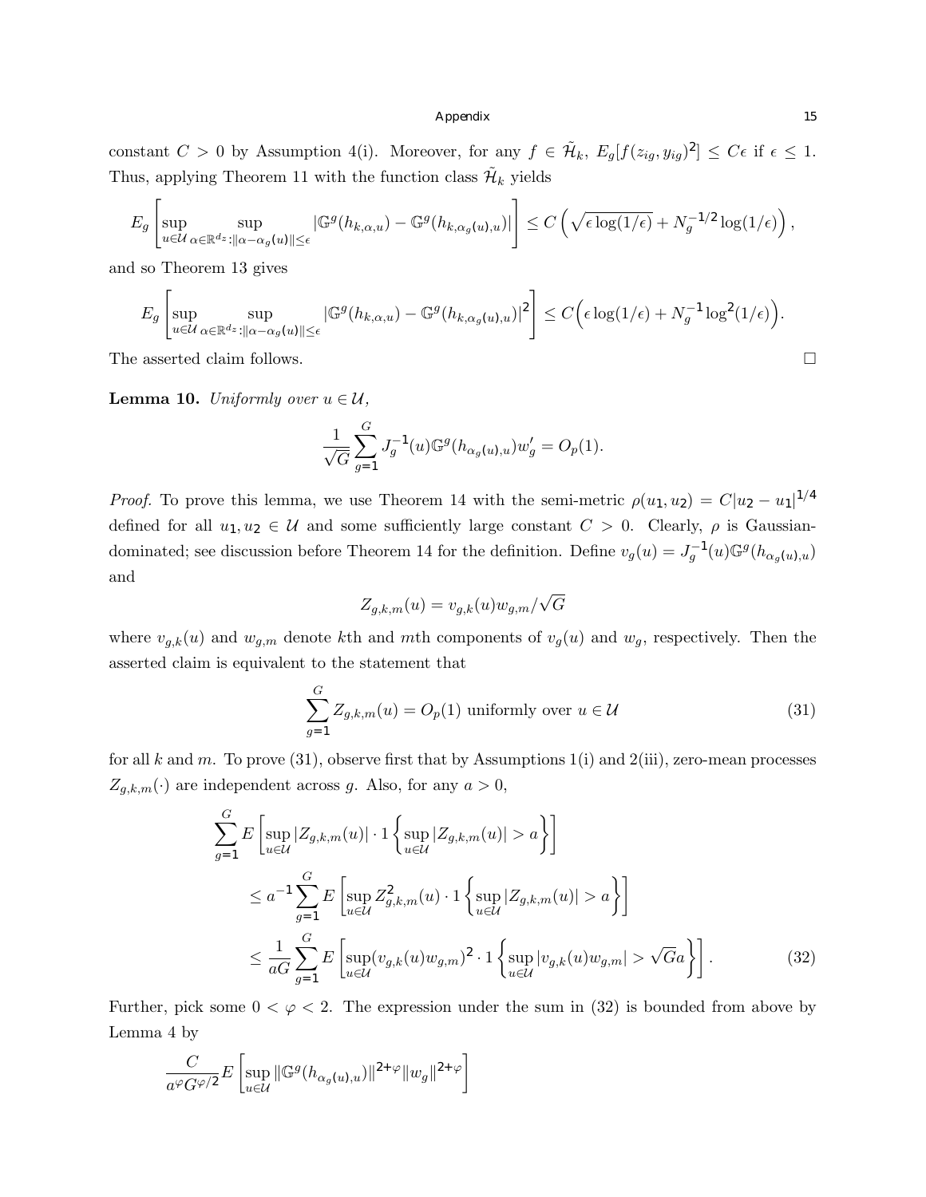constant $C > 0$ by Assumption 4(i). Moreover, for any $f \in \tilde{\mathcal{H}}_k$, $E_g[f(z_{ig}, y_{ig})^2] \leq C\epsilon$ if $\epsilon \leq 1$. Thus, applying Theorem 11 with the function class $\tilde{\mathcal{H}}_k$ yields

$$
E_g\left[\sup_{u\in\mathcal{U}}\sup_{\alpha\in\mathbb{R}^{d_z}:\|\alpha-\alpha_g(u)\|\leq\epsilon}|\mathbb{G}^g(h_{k,\alpha,u}) - \mathbb{G}^g(h_{k,\alpha_g(u),u})|\right] \leq C\left(\sqrt{\epsilon\log(1/\epsilon)} + N_g^{-1/2}\log(1/\epsilon)\right),
$$

and so Theorem 13 gives

$$
E_g\left[\sup_{u\in\mathcal{U}}\sup_{\alpha\in\mathbb{R}^{d_z}:\|\alpha-\alpha_g(u)\|\leq\epsilon}|\mathbb{G}^g(h_{k,\alpha,u}) - \mathbb{G}^g(h_{k,\alpha_g(u),u})|^2\right] \leq C\Big(\epsilon\log(1/\epsilon) + N_g^{-1}\log^2(1/\epsilon)\Big).
$$

The asserted claim follows. □

**Lemma 10.** *Uniformly over $u \in \mathcal{U}$,*

$$
\frac{1}{\sqrt{G}}\sum_{g=1}^{G} J_g^{-1}(u)\mathbb{G}^g(h_{\alpha_g(u),u})w_g' = O_p(1).
$$

*Proof.* To prove this lemma, we use Theorem 14 with the semi-metric $\rho(u_1, u_2) = C|u_2 - u_1|^{1/4}$ defined for all $u_1, u_2 \in \mathcal{U}$ and some sufficiently large constant $C > 0$. Clearly, $\rho$ is Gaussian-dominated; see discussion before Theorem 14 for the definition. Define $v_g(u) = J_g^{-1}(u)\mathbb{G}^g(h_{\alpha_g(u),u})$ and

$$
Z_{g,k,m}(u) = v_{g,k}(u)w_{g,m}/\sqrt{G}
$$

where $v_{g,k}(u)$ and $w_{g,m}$ denote $k$th and $m$th components of $v_g(u)$ and $w_g$, respectively. Then the asserted claim is equivalent to the statement that

$$
\sum_{g=1}^{G} Z_{g,k,m}(u) = O_p(1) \text{ uniformly over } u \in \mathcal{U} \tag{31}
$$

for all $k$ and $m$. To prove (31), observe first that by Assumptions 1(i) and 2(iii), zero-mean processes $Z_{g,k,m}(\cdot)$ are independent across $g$. Also, for any $a > 0$,

$$
\begin{aligned}
&\sum_{g=1}^{G} E\left[\sup_{u\in\mathcal{U}}|Z_{g,k,m}(u)| \cdot 1\left\{\sup_{u\in\mathcal{U}}|Z_{g,k,m}(u)| > a\right\}\right] \\
&\qquad\leq a^{-1}\sum_{g=1}^{G} E\left[\sup_{u\in\mathcal{U}} Z_{g,k,m}^2(u) \cdot 1\left\{\sup_{u\in\mathcal{U}}|Z_{g,k,m}(u)| > a\right\}\right] \\
&\qquad\leq \frac{1}{aG}\sum_{g=1}^{G} E\left[\sup_{u\in\mathcal{U}}(v_{g,k}(u)w_{g,m})^2 \cdot 1\left\{\sup_{u\in\mathcal{U}}|v_{g,k}(u)w_{g,m}| > \sqrt{G}a\right\}\right]. \qquad (32)
\end{aligned}
$$

Further, pick some $0 < \varphi < 2$. The expression under the sum in (32) is bounded from above by Lemma 4 by

$$
\frac{C}{a^{\varphi}G^{\varphi/2}}E\left[\sup_{u\in\mathcal{U}}\|\mathbb{G}^g(h_{\alpha_g(u),u})\|^{2+\varphi}\|w_g\|^{2+\varphi}\right]
$$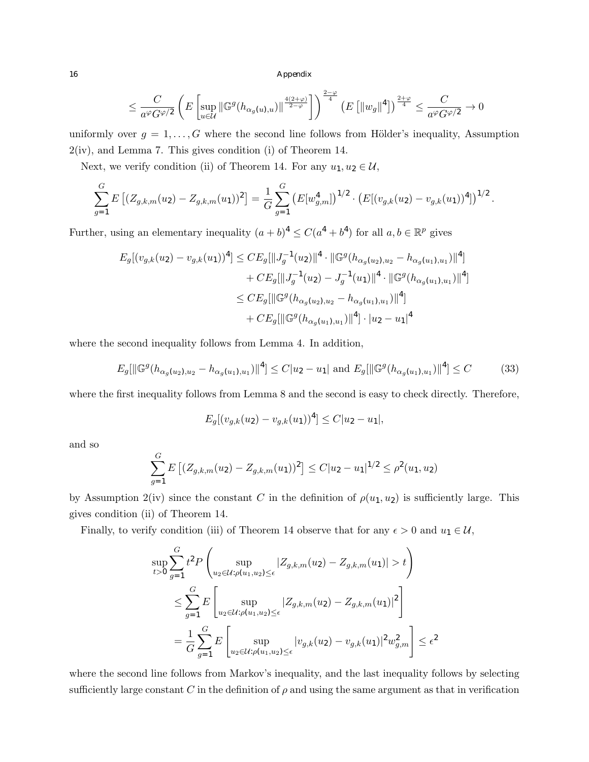$$\leq \frac{C}{a^{\varphi} G^{\varphi/2}} \left( E\left[ \sup_{u \in \mathcal{U}} \|\mathbb{G}^g(h_{\alpha_g(u),u})\|^{\frac{4(2+\varphi)}{2-\varphi}} \right] \right)^{\frac{2-\varphi}{4}} \left( E\left[ \|w_g\|^4 \right] \right)^{\frac{2+\varphi}{4}} \leq \frac{C}{a^{\varphi} G^{\varphi/2}} \to 0$$

uniformly over $g = 1, \ldots, G$ where the second line follows from Hölder's inequality, Assumption 2(iv), and Lemma 7. This gives condition (i) of Theorem 14.

Next, we verify condition (ii) of Theorem 14. For any $u_1, u_2 \in \mathcal{U}$,

$$\sum_{g=1}^{G} E\left[ (Z_{g,k,m}(u_2) - Z_{g,k,m}(u_1))^2 \right] = \frac{1}{G} \sum_{g=1}^{G} \left( E[w_{g,m}^4] \right)^{1/2} \cdot \left( E[(v_{g,k}(u_2) - v_{g,k}(u_1))^4] \right)^{1/2}.$$

Further, using an elementary inequality $(a+b)^4 \leq C(a^4 + b^4)$ for all $a, b \in \mathbb{R}^p$ gives

$$\begin{aligned}
E_g[(v_{g,k}(u_2) - v_{g,k}(u_1))^4] &\leq C E_g[\|J_g^{-1}(u_2)\|^4 \cdot \|\mathbb{G}^g(h_{\alpha_g(u_2),u_2} - h_{\alpha_g(u_1),u_1})\|^4] \\
&\quad + C E_g[\|J_g^{-1}(u_2) - J_g^{-1}(u_1)\|^4 \cdot \|\mathbb{G}^g(h_{\alpha_g(u_1),u_1})\|^4] \\
&\leq C E_g[\|\mathbb{G}^g(h_{\alpha_g(u_2),u_2} - h_{\alpha_g(u_1),u_1})\|^4] \\
&\quad + C E_g[\|\mathbb{G}^g(h_{\alpha_g(u_1),u_1})\|^4] \cdot |u_2 - u_1|^4
\end{aligned}$$

where the second inequality follows from Lemma 4. In addition,

$$E_g[\|\mathbb{G}^g(h_{\alpha_g(u_2),u_2} - h_{\alpha_g(u_1),u_1})\|^4] \leq C|u_2 - u_1| \text{ and } E_g[\|\mathbb{G}^g(h_{\alpha_g(u_1),u_1})\|^4] \leq C \tag{33}$$

where the first inequality follows from Lemma 8 and the second is easy to check directly. Therefore,

$$E_g[(v_{g,k}(u_2) - v_{g,k}(u_1))^4] \leq C|u_2 - u_1|,$$

and so

$$\sum_{g=1}^{G} E\left[ (Z_{g,k,m}(u_2) - Z_{g,k,m}(u_1))^2 \right] \leq C|u_2 - u_1|^{1/2} \leq \rho^2(u_1, u_2)$$

by Assumption 2(iv) since the constant $C$ in the definition of $\rho(u_1, u_2)$ is sufficiently large. This gives condition (ii) of Theorem 14.

Finally, to verify condition (iii) of Theorem 14 observe that for any $\epsilon > 0$ and $u_1 \in \mathcal{U}$,

$$\begin{aligned}
\sup_{t > 0} \sum_{g=1}^{G} t^2 P &\left( \sup_{u_2 \in \mathcal{U}: \rho(u_1, u_2) \leq \epsilon} |Z_{g,k,m}(u_2) - Z_{g,k,m}(u_1)| > t \right) \\
&\leq \sum_{g=1}^{G} E\left[ \sup_{u_2 \in \mathcal{U}: \rho(u_1, u_2) \leq \epsilon} |Z_{g,k,m}(u_2) - Z_{g,k,m}(u_1)|^2 \right] \\
&= \frac{1}{G} \sum_{g=1}^{G} E\left[ \sup_{u_2 \in \mathcal{U}: \rho(u_1, u_2) \leq \epsilon} |v_{g,k}(u_2) - v_{g,k}(u_1)|^2 w_{g,m}^2 \right] \leq \epsilon^2
\end{aligned}$$

where the second line follows from Markov's inequality, and the last inequality follows by selecting sufficiently large constant $C$ in the definition of $\rho$ and using the same argument as that in verification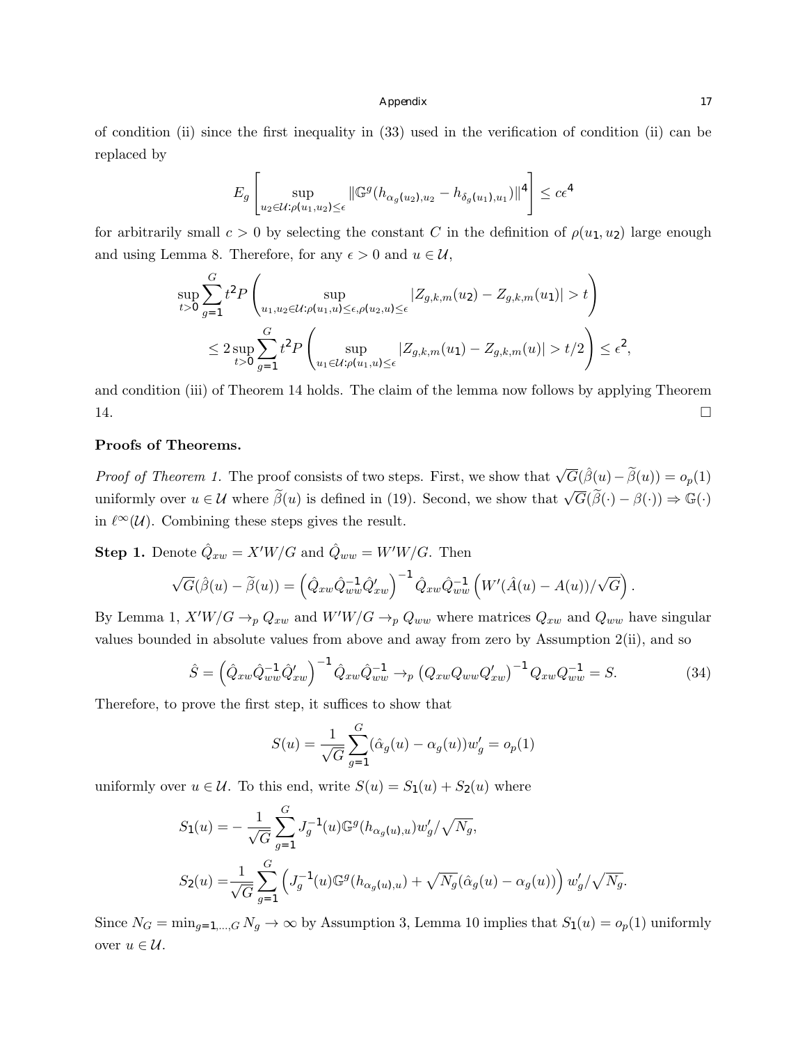of condition (ii) since the first inequality in (33) used in the verification of condition (ii) can be replaced by

$$E_g\left[\sup_{u_2\in\mathcal{U}:\rho(u_1,u_2)\le\epsilon}\|\mathbb{G}^g(h_{\alpha_g(u_2),u_2}-h_{\delta_g(u_1),u_1})\|^4\right]\le c\epsilon^4$$

for arbitrarily small $c>0$ by selecting the constant $C$ in the definition of $\rho(u_1,u_2)$ large enough and using Lemma 8. Therefore, for any $\epsilon>0$ and $u\in\mathcal{U}$,

$$\begin{aligned}\sup_{t>0}\sum_{g=1}^G t^2 P\left(\sup_{u_1,u_2\in\mathcal{U}:\rho(u_1,u)\le\epsilon,\rho(u_2,u)\le\epsilon}|Z_{g,k,m}(u_2)-Z_{g,k,m}(u_1)|>t\right)\\ \le 2\sup_{t>0}\sum_{g=1}^G t^2 P\left(\sup_{u_1\in\mathcal{U}:\rho(u_1,u)\le\epsilon}|Z_{g,k,m}(u_1)-Z_{g,k,m}(u)|>t/2\right)\le\epsilon^2,\end{aligned}$$

and condition (iii) of Theorem 14 holds. The claim of the lemma now follows by applying Theorem 14. □

**Proofs of Theorems.**

*Proof of Theorem 1.* The proof consists of two steps. First, we show that $\sqrt{G}(\hat\beta(u)-\widetilde\beta(u))=o_p(1)$ uniformly over $u\in\mathcal{U}$ where $\widetilde\beta(u)$ is defined in (19). Second, we show that $\sqrt{G}(\widetilde\beta(\cdot)-\beta(\cdot))\Rightarrow\mathbb{G}(\cdot)$ in $\ell^\infty(\mathcal{U})$. Combining these steps gives the result.

**Step 1.** Denote $\hat Q_{xw}=X'W/G$ and $\hat Q_{ww}=W'W/G$. Then

$$\sqrt{G}(\hat\beta(u)-\widetilde\beta(u))=\left(\hat Q_{xw}\hat Q_{ww}^{-1}\hat Q_{xw}'\right)^{-1}\hat Q_{xw}\hat Q_{ww}^{-1}\left(W'(\hat A(u)-A(u))/\sqrt{G}\right).$$

By Lemma 1, $X'W/G\to_p Q_{xw}$ and $W'W/G\to_p Q_{ww}$ where matrices $Q_{xw}$ and $Q_{ww}$ have singular values bounded in absolute values from above and away from zero by Assumption 2(ii), and so

$$\hat S=\left(\hat Q_{xw}\hat Q_{ww}^{-1}\hat Q_{xw}'\right)^{-1}\hat Q_{xw}\hat Q_{ww}^{-1}\to_p\left(Q_{xw}Q_{ww}Q_{xw}'\right)^{-1}Q_{xw}Q_{ww}^{-1}=S. \tag{34}$$

Therefore, to prove the first step, it suffices to show that

$$S(u)=\frac{1}{\sqrt{G}}\sum_{g=1}^G(\hat\alpha_g(u)-\alpha_g(u))w_g'=o_p(1)$$

uniformly over $u\in\mathcal{U}$. To this end, write $S(u)=S_1(u)+S_2(u)$ where

$$\begin{aligned}S_1(u)&=-\frac{1}{\sqrt{G}}\sum_{g=1}^G J_g^{-1}(u)\mathbb{G}^g(h_{\alpha_g(u),u})w_g'/\sqrt{N_g},\\ S_2(u)&=\frac{1}{\sqrt{G}}\sum_{g=1}^G\left(J_g^{-1}(u)\mathbb{G}^g(h_{\alpha_g(u),u})+\sqrt{N_g}(\hat\alpha_g(u)-\alpha_g(u))\right)w_g'/\sqrt{N_g}.\end{aligned}$$

Since $N_G=\min_{g=1,\dots,G}N_g\to\infty$ by Assumption 3, Lemma 10 implies that $S_1(u)=o_p(1)$ uniformly over $u\in\mathcal{U}$.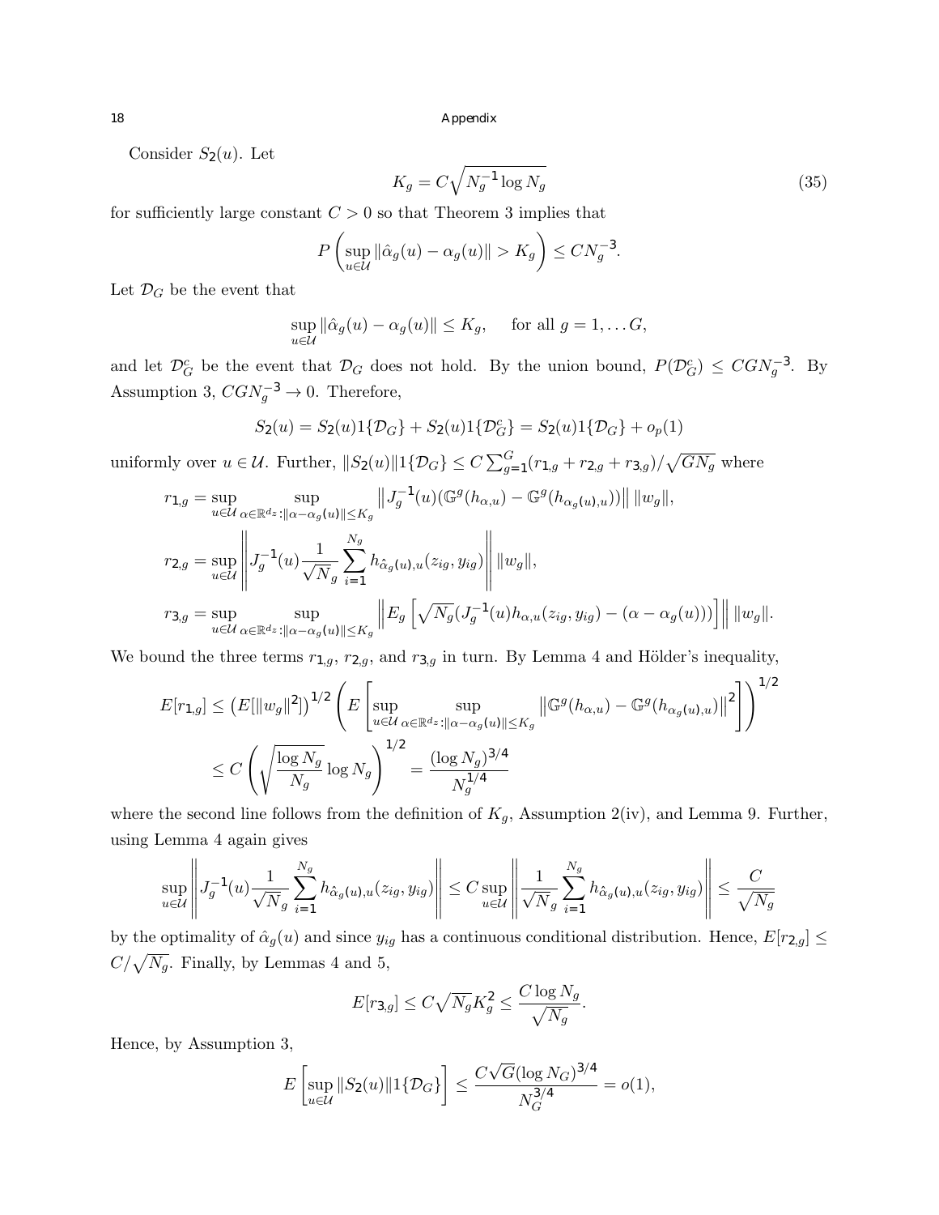Consider $S_2(u)$. Let

$$K_g = C\sqrt{N_g^{-1}\log N_g} \tag{35}$$

for sufficiently large constant $C > 0$ so that Theorem 3 implies that

$$P\left(\sup_{u\in\mathcal{U}}\|\hat{\alpha}_g(u) - \alpha_g(u)\| > K_g\right) \leq CN_g^{-3}.$$

Let $\mathcal{D}_G$ be the event that

$$\sup_{u\in\mathcal{U}}\|\hat{\alpha}_g(u) - \alpha_g(u)\| \leq K_g, \quad \text{ for all } g = 1,\dots G,$$

and let $\mathcal{D}_G^c$ be the event that $\mathcal{D}_G$ does not hold. By the union bound, $P(\mathcal{D}_G^c) \leq CGN_g^{-3}$. By Assumption 3, $CGN_g^{-3} \to 0$. Therefore,

$$S_2(u) = S_2(u)1\{\mathcal{D}_G\} + S_2(u)1\{\mathcal{D}_G^c\} = S_2(u)1\{\mathcal{D}_G\} + o_p(1)$$

uniformly over $u \in \mathcal{U}$. Further, $\|S_2(u)\|1\{\mathcal{D}_G\} \leq C\sum_{g=1}^{G}(r_{1,g} + r_{2,g} + r_{3,g})/\sqrt{GN_g}$ where

$$r_{1,g} = \sup_{u\in\mathcal{U}}\sup_{\alpha\in\mathbb{R}^{d_z}:\|\alpha-\alpha_g(u)\|\leq K_g}\left\|J_g^{-1}(u)(\mathbb{G}^g(h_{\alpha,u}) - \mathbb{G}^g(h_{\alpha_g(u),u}))\right\|\|w_g\|,$$

$$r_{2,g} = \sup_{u\in\mathcal{U}}\left\|J_g^{-1}(u)\frac{1}{\sqrt{N_g}}\sum_{i=1}^{N_g}h_{\hat{\alpha}_g(u),u}(z_{ig}, y_{ig})\right\|\|w_g\|,$$

$$r_{3,g} = \sup_{u\in\mathcal{U}}\sup_{\alpha\in\mathbb{R}^{d_z}:\|\alpha-\alpha_g(u)\|\leq K_g}\left\|E_g\left[\sqrt{N_g}(J_g^{-1}(u)h_{\alpha,u}(z_{ig}, y_{ig}) - (\alpha - \alpha_g(u)))\right]\right\|\|w_g\|.$$

We bound the three terms $r_{1,g}$, $r_{2,g}$, and $r_{3,g}$ in turn. By Lemma 4 and Hölder's inequality,

$$\begin{aligned}
E[r_{1,g}] &\leq \left(E[\|w_g\|^2]\right)^{1/2}\left(E\left[\sup_{u\in\mathcal{U}}\sup_{\alpha\in\mathbb{R}^{d_z}:\|\alpha-\alpha_g(u)\|\leq K_g}\left\|\mathbb{G}^g(h_{\alpha,u}) - \mathbb{G}^g(h_{\alpha_g(u),u})\right\|^2\right]\right)^{1/2} \\
&\leq C\left(\sqrt{\frac{\log N_g}{N_g}}\log N_g\right)^{1/2} = \frac{(\log N_g)^{3/4}}{N_g^{1/4}}
\end{aligned}$$

where the second line follows from the definition of $K_g$, Assumption 2(iv), and Lemma 9. Further, using Lemma 4 again gives

$$\sup_{u\in\mathcal{U}}\left\|J_g^{-1}(u)\frac{1}{\sqrt{N_g}}\sum_{i=1}^{N_g}h_{\hat{\alpha}_g(u),u}(z_{ig}, y_{ig})\right\| \leq C\sup_{u\in\mathcal{U}}\left\|\frac{1}{\sqrt{N_g}}\sum_{i=1}^{N_g}h_{\hat{\alpha}_g(u),u}(z_{ig}, y_{ig})\right\| \leq \frac{C}{\sqrt{N_g}}$$

by the optimality of $\hat{\alpha}_g(u)$ and since $y_{ig}$ has a continuous conditional distribution. Hence, $E[r_{2,g}] \leq C/\sqrt{N_g}$. Finally, by Lemmas 4 and 5,

$$E[r_{3,g}] \leq C\sqrt{N_g}K_g^2 \leq \frac{C\log N_g}{\sqrt{N_g}}.$$

Hence, by Assumption 3,

$$E\left[\sup_{u\in\mathcal{U}}\|S_2(u)\|1\{\mathcal{D}_G\}\right] \leq \frac{C\sqrt{G}(\log N_G)^{3/4}}{N_G^{3/4}} = o(1),$$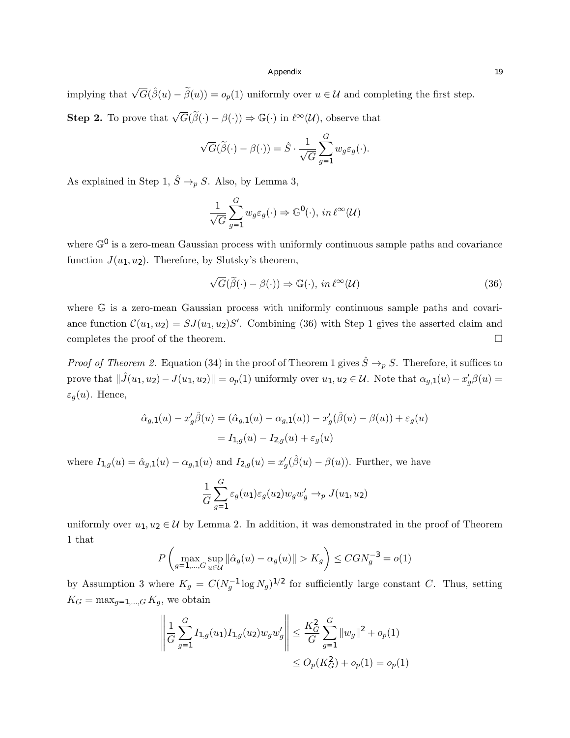implying that $\sqrt{G}(\hat{\beta}(u) - \widetilde{\beta}(u)) = o_p(1)$ uniformly over $u \in \mathcal{U}$ and completing the first step.

**Step 2.** To prove that $\sqrt{G}(\widetilde{\beta}(\cdot) - \beta(\cdot)) \Rightarrow \mathbb{G}(\cdot)$ in $\ell^\infty(\mathcal{U})$, observe that

$$\sqrt{G}(\widetilde{\beta}(\cdot) - \beta(\cdot)) = \hat{S} \cdot \frac{1}{\sqrt{G}} \sum_{g=1}^{G} w_g \varepsilon_g(\cdot).$$

As explained in Step 1, $\hat{S} \to_p S$. Also, by Lemma 3,

$$\frac{1}{\sqrt{G}} \sum_{g=1}^{G} w_g \varepsilon_g(\cdot) \Rightarrow \mathbb{G}^0(\cdot), \textit{ in } \ell^\infty(\mathcal{U})$$

where $\mathbb{G}^0$ is a zero-mean Gaussian process with uniformly continuous sample paths and covariance function $J(u_1, u_2)$. Therefore, by Slutsky's theorem,

$$\sqrt{G}(\widetilde{\beta}(\cdot) - \beta(\cdot)) \Rightarrow \mathbb{G}(\cdot), \textit{ in } \ell^\infty(\mathcal{U}) \tag{36}$$

where $\mathbb{G}$ is a zero-mean Gaussian process with uniformly continuous sample paths and covariance function $\mathcal{C}(u_1, u_2) = SJ(u_1, u_2)S'$. Combining (36) with Step 1 gives the asserted claim and completes the proof of the theorem. □

*Proof of Theorem 2.* Equation (34) in the proof of Theorem 1 gives $\hat{S} \to_p S$. Therefore, it suffices to prove that $\|\hat{J}(u_1, u_2) - J(u_1, u_2)\| = o_p(1)$ uniformly over $u_1, u_2 \in \mathcal{U}$. Note that $\alpha_{g,1}(u) - x_g'\beta(u) = \varepsilon_g(u)$. Hence,

$$\begin{aligned}
\hat{\alpha}_{g,1}(u) - x_g'\hat{\beta}(u) &= (\hat{\alpha}_{g,1}(u) - \alpha_{g,1}(u)) - x_g'(\hat{\beta}(u) - \beta(u)) + \varepsilon_g(u) \\
&= I_{1,g}(u) - I_{2,g}(u) + \varepsilon_g(u)
\end{aligned}$$

where $I_{1,g}(u) = \hat{\alpha}_{g,1}(u) - \alpha_{g,1}(u)$ and $I_{2,g}(u) = x_g'(\hat{\beta}(u) - \beta(u))$. Further, we have

$$\frac{1}{G} \sum_{g=1}^{G} \varepsilon_g(u_1)\varepsilon_g(u_2) w_g w_g' \to_p J(u_1, u_2)$$

uniformly over $u_1, u_2 \in \mathcal{U}$ by Lemma 2. In addition, it was demonstrated in the proof of Theorem 1 that

$$P\left(\max_{g=1,\ldots,G} \sup_{u \in \mathcal{U}} \|\hat{\alpha}_g(u) - \alpha_g(u)\| > K_g\right) \leq CGN_g^{-3} = o(1)$$

by Assumption 3 where $K_g = C(N_g^{-1} \log N_g)^{1/2}$ for sufficiently large constant $C$. Thus, setting $K_G = \max_{g=1,\ldots,G} K_g$, we obtain

$$\begin{aligned}
\left\| \frac{1}{G} \sum_{g=1}^{G} I_{1,g}(u_1) I_{1,g}(u_2) w_g w_g' \right\| &\leq \frac{K_G^2}{G} \sum_{g=1}^{G} \|w_g\|^2 + o_p(1) \\
&\leq O_p(K_G^2) + o_p(1) = o_p(1)
\end{aligned}$$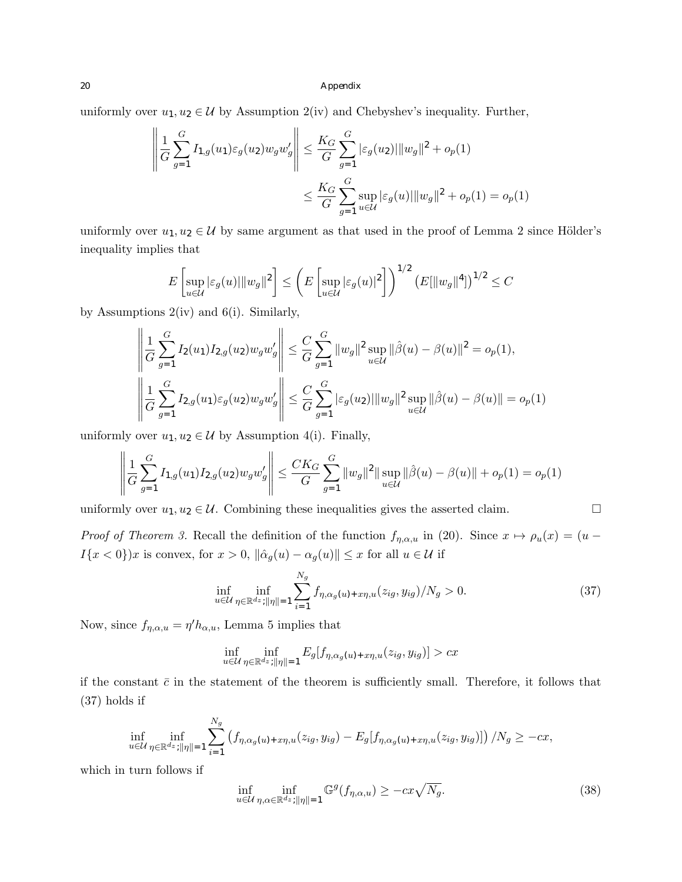uniformly over $u_1, u_2 \in \mathcal{U}$ by Assumption 2(iv) and Chebyshev's inequality. Further,

$$
\begin{aligned}
\left\| \frac{1}{G} \sum_{g=1}^{G} I_{1,g}(u_1) \varepsilon_g(u_2) w_g w_g' \right\| &\leq \frac{K_G}{G} \sum_{g=1}^{G} |\varepsilon_g(u_2)| \|w_g\|^2 + o_p(1) \\
&\leq \frac{K_G}{G} \sum_{g=1}^{G} \sup_{u \in \mathcal{U}} |\varepsilon_g(u)| \|w_g\|^2 + o_p(1) = o_p(1)
\end{aligned}
$$

uniformly over $u_1, u_2 \in \mathcal{U}$ by same argument as that used in the proof of Lemma 2 since Hölder's inequality implies that

$$
E\left[ \sup_{u \in \mathcal{U}} |\varepsilon_g(u)| \|w_g\|^2 \right] \leq \left( E\left[ \sup_{u \in \mathcal{U}} |\varepsilon_g(u)|^2 \right] \right)^{1/2} \left( E[\|w_g\|^4] \right)^{1/2} \leq C
$$

by Assumptions 2(iv) and 6(i). Similarly,

$$
\begin{aligned}
\left\| \frac{1}{G} \sum_{g=1}^{G} I_2(u_1) I_{2,g}(u_2) w_g w_g' \right\| &\leq \frac{C}{G} \sum_{g=1}^{G} \|w_g\|^2 \sup_{u \in \mathcal{U}} \|\hat{\beta}(u) - \beta(u)\|^2 = o_p(1), \\
\left\| \frac{1}{G} \sum_{g=1}^{G} I_{2,g}(u_1) \varepsilon_g(u_2) w_g w_g' \right\| &\leq \frac{C}{G} \sum_{g=1}^{G} |\varepsilon_g(u_2)| \|w_g\|^2 \sup_{u \in \mathcal{U}} \|\hat{\beta}(u) - \beta(u)\| = o_p(1)
\end{aligned}
$$

uniformly over $u_1, u_2 \in \mathcal{U}$ by Assumption 4(i). Finally,

$$
\left\| \frac{1}{G} \sum_{g=1}^{G} I_{1,g}(u_1) I_{2,g}(u_2) w_g w_g' \right\| \leq \frac{CK_G}{G} \sum_{g=1}^{G} \|w_g\|^2 \| \sup_{u \in \mathcal{U}} \|\hat{\beta}(u) - \beta(u)\| + o_p(1) = o_p(1)
$$

uniformly over $u_1, u_2 \in \mathcal{U}$. Combining these inequalities gives the asserted claim. □

*Proof of Theorem 3.* Recall the definition of the function $f_{\eta,\alpha,u}$ in (20). Since $x \mapsto \rho_u(x) = (u - I\{x < 0\})x$ is convex, for $x > 0$, $\|\hat{\alpha}_g(u) - \alpha_g(u)\| \leq x$ for all $u \in \mathcal{U}$ if

$$
\inf_{u \in \mathcal{U}} \inf_{\eta \in \mathbb{R}^{d_z}; \|\eta\|=1} \sum_{i=1}^{N_g} f_{\eta,\alpha_g(u)+x\eta,u}(z_{ig}, y_{ig})/N_g > 0. \tag{37}
$$

Now, since $f_{\eta,\alpha,u} = \eta' h_{\alpha,u}$, Lemma 5 implies that

$$
\inf_{u \in \mathcal{U}} \inf_{\eta \in \mathbb{R}^{d_z}; \|\eta\|=1} E_g[f_{\eta,\alpha_g(u)+x\eta,u}(z_{ig}, y_{ig})] > cx
$$

if the constant $\bar{c}$ in the statement of the theorem is sufficiently small. Therefore, it follows that (37) holds if

$$
\inf_{u \in \mathcal{U}} \inf_{\eta \in \mathbb{R}^{d_z}; \|\eta\|=1} \sum_{i=1}^{N_g} \left( f_{\eta,\alpha_g(u)+x\eta,u}(z_{ig}, y_{ig}) - E_g[f_{\eta,\alpha_g(u)+x\eta,u}(z_{ig}, y_{ig})] \right) / N_g \geq -cx,
$$

which in turn follows if

$$
\inf_{u \in \mathcal{U}} \inf_{\eta, \alpha \in \mathbb{R}^{d_z}; \|\eta\|=1} \mathbb{G}^g(f_{\eta,\alpha,u}) \geq -cx\sqrt{N_g}. \tag{38}
$$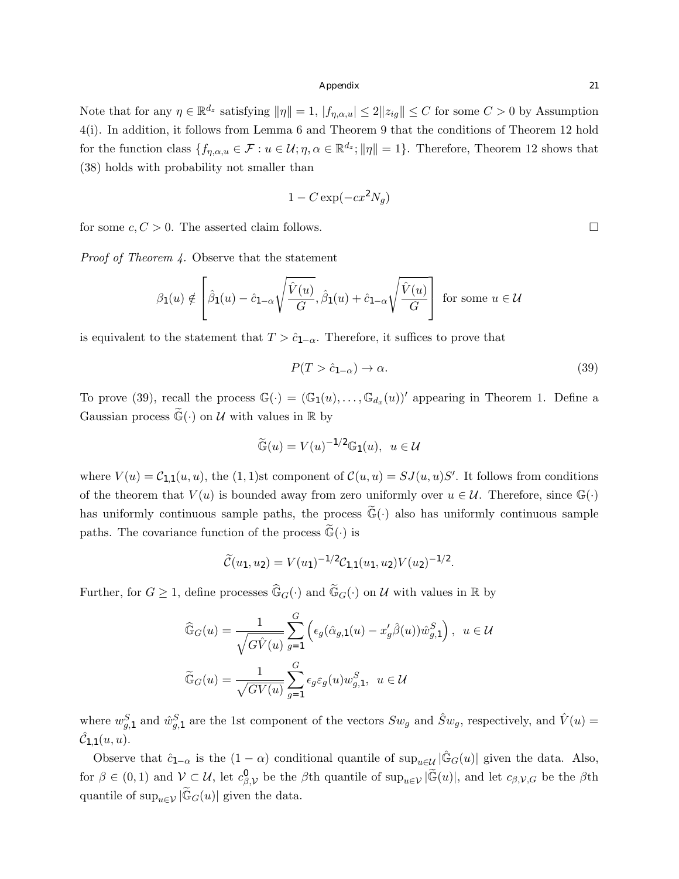Note that for any $\eta \in \mathbb{R}^{d_z}$ satisfying $\|\eta\| = 1$, $|f_{\eta,\alpha,u}| \leq 2\|z_{ig}\| \leq C$ for some $C > 0$ by Assumption 4(i). In addition, it follows from Lemma 6 and Theorem 9 that the conditions of Theorem 12 hold for the function class $\{f_{\eta,\alpha,u} \in \mathcal{F} : u \in \mathcal{U}; \eta, \alpha \in \mathbb{R}^{d_z}; \|\eta\| = 1\}$. Therefore, Theorem 12 shows that (38) holds with probability not smaller than

$$1 - C\exp(-cx^2 N_g)$$

for some $c, C > 0$. The asserted claim follows. $\square$

*Proof of Theorem 4.* Observe that the statement

$$\beta_1(u) \notin \left[\hat{\beta}_1(u) - \hat{c}_{1-\alpha}\sqrt{\frac{\hat{V}(u)}{G}}, \hat{\beta}_1(u) + \hat{c}_{1-\alpha}\sqrt{\frac{\hat{V}(u)}{G}}\right] \text{ for some } u \in \mathcal{U}$$

is equivalent to the statement that $T > \hat{c}_{1-\alpha}$. Therefore, it suffices to prove that

$$P(T > \hat{c}_{1-\alpha}) \to \alpha. \tag{39}$$

To prove (39), recall the process $\mathbb{G}(\cdot) = (\mathbb{G}_1(u), \dots, \mathbb{G}_{d_x}(u))'$ appearing in Theorem 1. Define a Gaussian process $\widetilde{\mathbb{G}}(\cdot)$ on $\mathcal{U}$ with values in $\mathbb{R}$ by

$$\widetilde{\mathbb{G}}(u) = V(u)^{-1/2}\mathbb{G}_1(u), \quad u \in \mathcal{U}$$

where $V(u) = \mathcal{C}_{1,1}(u,u)$, the $(1,1)$st component of $\mathcal{C}(u,u) = SJ(u,u)S'$. It follows from conditions of the theorem that $V(u)$ is bounded away from zero uniformly over $u \in \mathcal{U}$. Therefore, since $\mathbb{G}(\cdot)$ has uniformly continuous sample paths, the process $\widetilde{\mathbb{G}}(\cdot)$ also has uniformly continuous sample paths. The covariance function of the process $\widetilde{\mathbb{G}}(\cdot)$ is

$$\widetilde{\mathcal{C}}(u_1, u_2) = V(u_1)^{-1/2}\mathcal{C}_{1,1}(u_1,u_2)V(u_2)^{-1/2}.$$

Further, for $G \geq 1$, define processes $\widehat{\mathbb{G}}_G(\cdot)$ and $\widetilde{\mathbb{G}}_G(\cdot)$ on $\mathcal{U}$ with values in $\mathbb{R}$ by

$$\widehat{\mathbb{G}}_G(u) = \frac{1}{\sqrt{G\hat{V}(u)}}\sum_{g=1}^{G}\left(\epsilon_g(\hat{\alpha}_{g,1}(u) - x_g'\hat{\beta}(u))\hat{w}_{g,1}^S\right), \quad u \in \mathcal{U}$$

$$\widetilde{\mathbb{G}}_G(u) = \frac{1}{\sqrt{GV(u)}}\sum_{g=1}^{G}\epsilon_g\varepsilon_g(u)w_{g,1}^S, \quad u \in \mathcal{U}$$

where $w_{g,1}^S$ and $\hat{w}_{g,1}^S$ are the 1st component of the vectors $Sw_g$ and $\hat{S}w_g$, respectively, and $\hat{V}(u) = \hat{\mathcal{C}}_{1,1}(u,u)$.

Observe that $\hat{c}_{1-\alpha}$ is the $(1-\alpha)$ conditional quantile of $\sup_{u\in\mathcal{U}}|\hat{\mathbb{G}}_G(u)|$ given the data. Also, for $\beta \in (0,1)$ and $\mathcal{V} \subset \mathcal{U}$, let $c^0_{\beta,\mathcal{V}}$ be the $\beta$th quantile of $\sup_{u\in\mathcal{V}}|\widetilde{\mathbb{G}}(u)|$, and let $c_{\beta,\mathcal{V},G}$ be the $\beta$th quantile of $\sup_{u\in\mathcal{V}}|\widetilde{\mathbb{G}}_G(u)|$ given the data.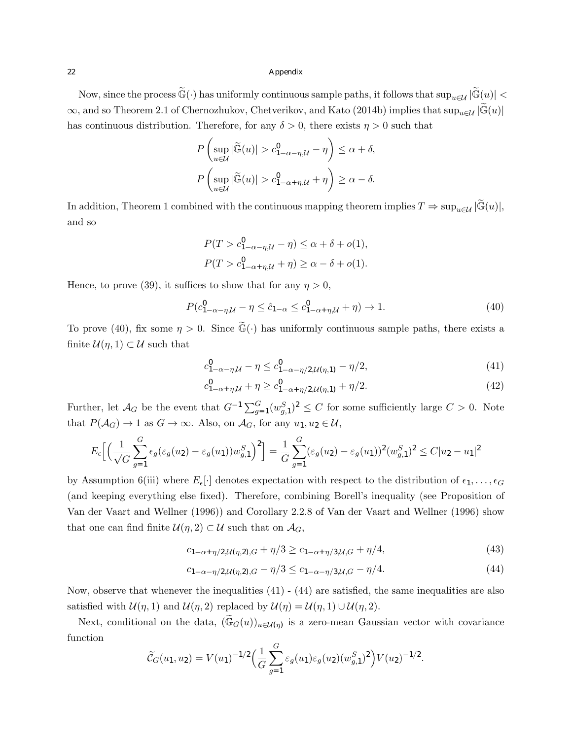Now, since the process $\widetilde{\mathbb{G}}(\cdot)$ has uniformly continuous sample paths, it follows that $\sup_{u\in\mathcal{U}}|\widetilde{\mathbb{G}}(u)| < \infty$, and so Theorem 2.1 of Chernozhukov, Chetverikov, and Kato (2014b) implies that $\sup_{u\in\mathcal{U}}|\widetilde{\mathbb{G}}(u)|$ has continuous distribution. Therefore, for any $\delta > 0$, there exists $\eta > 0$ such that

$$P\left(\sup_{u\in\mathcal{U}}|\widetilde{\mathbb{G}}(u)| > c^0_{1-\alpha-\eta,\mathcal{U}} - \eta\right) \leq \alpha + \delta,$$

$$P\left(\sup_{u\in\mathcal{U}}|\widetilde{\mathbb{G}}(u)| > c^0_{1-\alpha+\eta,\mathcal{U}} + \eta\right) \geq \alpha - \delta.$$

In addition, Theorem 1 combined with the continuous mapping theorem implies $T \Rightarrow \sup_{u\in\mathcal{U}}|\widetilde{\mathbb{G}}(u)|$, and so

$$P(T > c^0_{1-\alpha-\eta,\mathcal{U}} - \eta) \leq \alpha + \delta + o(1),$$

$$P(T > c^0_{1-\alpha+\eta,\mathcal{U}} + \eta) \geq \alpha - \delta + o(1).$$

Hence, to prove (39), it suffices to show that for any $\eta > 0$,

$$P(c^0_{1-\alpha-\eta,\mathcal{U}} - \eta \leq \hat{c}_{1-\alpha} \leq c^0_{1-\alpha+\eta,\mathcal{U}} + \eta) \to 1. \tag{40}$$

To prove (40), fix some $\eta > 0$. Since $\widetilde{\mathbb{G}}(\cdot)$ has uniformly continuous sample paths, there exists a finite $\mathcal{U}(\eta,1) \subset \mathcal{U}$ such that

$$c^0_{1-\alpha-\eta,\mathcal{U}} - \eta \leq c^0_{1-\alpha-\eta/2,\mathcal{U}(\eta,1)} - \eta/2, \tag{41}$$

$$c^0_{1-\alpha+\eta,\mathcal{U}} + \eta \geq c^0_{1-\alpha+\eta/2,\mathcal{U}(\eta,1)} + \eta/2. \tag{42}$$

Further, let $\mathcal{A}_G$ be the event that $G^{-1}\sum_{g=1}^G (w^S_{g,1})^2 \leq C$ for some sufficiently large $C > 0$. Note that $P(\mathcal{A}_G) \to 1$ as $G \to \infty$. Also, on $\mathcal{A}_G$, for any $u_1, u_2 \in \mathcal{U}$,

$$E_\epsilon\Big[\Big(\frac{1}{\sqrt{G}}\sum_{g=1}^G \epsilon_g(\varepsilon_g(u_2) - \varepsilon_g(u_1))w^S_{g,1}\Big)^2\Big] = \frac{1}{G}\sum_{g=1}^G(\varepsilon_g(u_2) - \varepsilon_g(u_1))^2(w^S_{g,1})^2 \leq C|u_2 - u_1|^2$$

by Assumption 6(iii) where $E_\epsilon[\cdot]$ denotes expectation with respect to the distribution of $\epsilon_1, \ldots, \epsilon_G$ (and keeping everything else fixed). Therefore, combining Borell's inequality (see Proposition of Van der Vaart and Wellner (1996)) and Corollary 2.2.8 of Van der Vaart and Wellner (1996) show that one can find finite $\mathcal{U}(\eta,2) \subset \mathcal{U}$ such that on $\mathcal{A}_G$,

$$c_{1-\alpha+\eta/2,\mathcal{U}(\eta,2),G} + \eta/3 \geq c_{1-\alpha+\eta/3,\mathcal{U},G} + \eta/4, \tag{43}$$

$$c_{1-\alpha-\eta/2,\mathcal{U}(\eta,2),G} - \eta/3 \leq c_{1-\alpha-\eta/3,\mathcal{U},G} - \eta/4. \tag{44}$$

Now, observe that whenever the inequalities (41) - (44) are satisfied, the same inequalities are also satisfied with $\mathcal{U}(\eta,1)$ and $\mathcal{U}(\eta,2)$ replaced by $\mathcal{U}(\eta) = \mathcal{U}(\eta,1) \cup \mathcal{U}(\eta,2)$.

Next, conditional on the data, $(\widetilde{\mathbb{G}}_G(u))_{u\in\mathcal{U}(\eta)}$ is a zero-mean Gaussian vector with covariance function

$$\widetilde{\mathcal{C}}_G(u_1,u_2) = V(u_1)^{-1/2}\Big(\frac{1}{G}\sum_{g=1}^G \varepsilon_g(u_1)\varepsilon_g(u_2)(w^S_{g,1})^2\Big)V(u_2)^{-1/2}.$$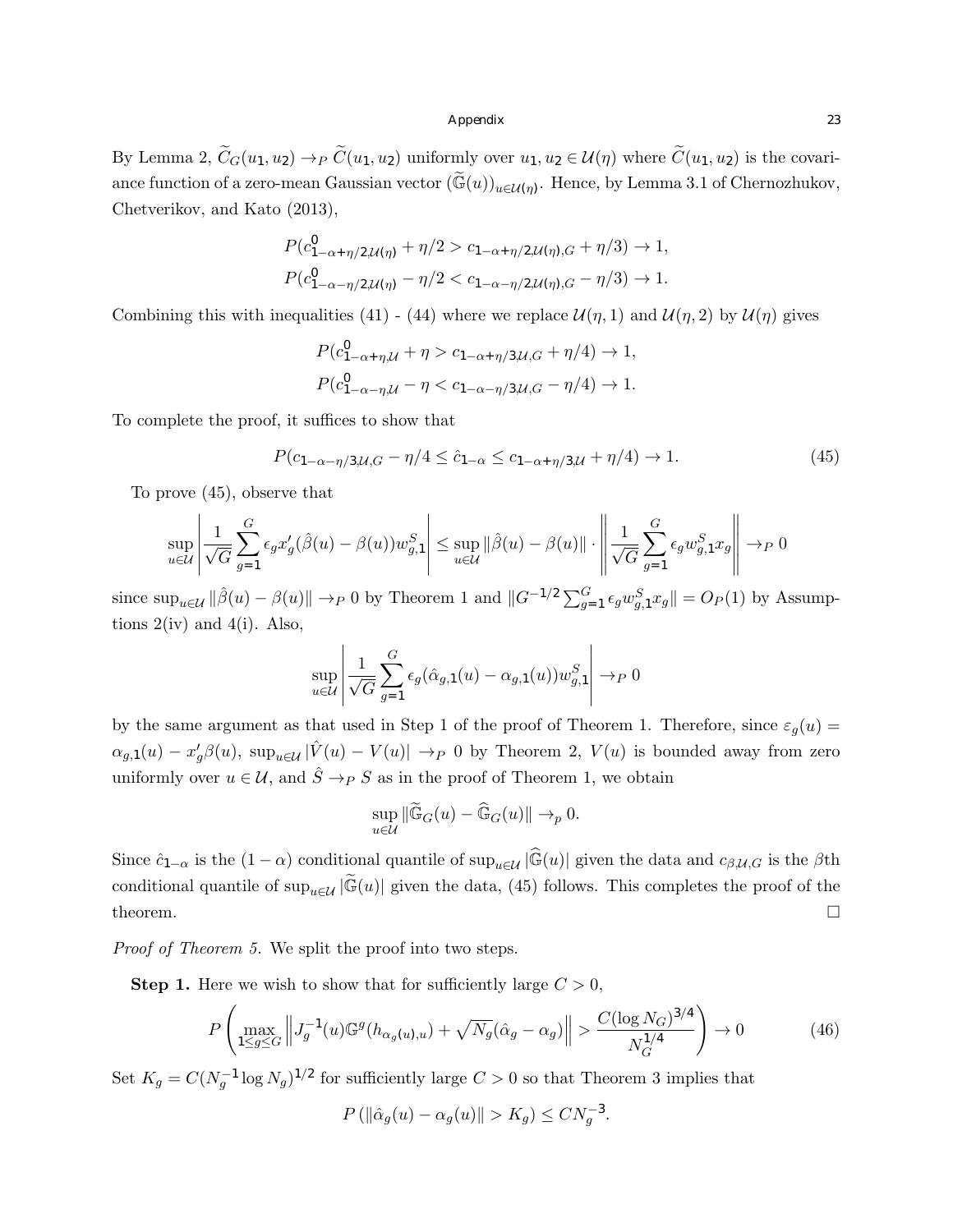By Lemma 2, $\widetilde{C}_G(u_1, u_2) \to_P \widetilde{C}(u_1, u_2)$ uniformly over $u_1, u_2 \in \mathcal{U}(\eta)$ where $\widetilde{C}(u_1, u_2)$ is the covariance function of a zero-mean Gaussian vector $(\widetilde{\mathbb{G}}(u))_{u \in \mathcal{U}(\eta)}$. Hence, by Lemma 3.1 of Chernozhukov, Chetverikov, and Kato (2013),

$$
P(c^0_{1-\alpha+\eta/2, \mathcal{U}(\eta)} + \eta/2 > c_{1-\alpha+\eta/2, \mathcal{U}(\eta), G} + \eta/3) \to 1,
$$
$$
P(c^0_{1-\alpha-\eta/2, \mathcal{U}(\eta)} - \eta/2 < c_{1-\alpha-\eta/2, \mathcal{U}(\eta), G} - \eta/3) \to 1.
$$

Combining this with inequalities (41) - (44) where we replace $\mathcal{U}(\eta, 1)$ and $\mathcal{U}(\eta, 2)$ by $\mathcal{U}(\eta)$ gives

$$
P(c^0_{1-\alpha+\eta, \mathcal{U}} + \eta > c_{1-\alpha+\eta/3 \mathcal{U}, G} + \eta/4) \to 1,
$$
$$
P(c^0_{1-\alpha-\eta, \mathcal{U}} - \eta < c_{1-\alpha-\eta/3 \mathcal{U}, G} - \eta/4) \to 1.
$$

To complete the proof, it suffices to show that

$$
P(c_{1-\alpha-\eta/3 \mathcal{U}, G} - \eta/4 \le \hat{c}_{1-\alpha} \le c_{1-\alpha+\eta/3, \mathcal{U}} + \eta/4) \to 1. \tag{45}
$$

To prove (45), observe that

$$
\sup_{u \in \mathcal{U}} \left| \frac{1}{\sqrt{G}} \sum_{g=1}^{G} \epsilon_g x_g'(\hat{\beta}(u) - \beta(u)) w^S_{g,1} \right| \le \sup_{u \in \mathcal{U}} \|\hat{\beta}(u) - \beta(u)\| \cdot \left\| \frac{1}{\sqrt{G}} \sum_{g=1}^{G} \epsilon_g w^S_{g,1} x_g \right\| \to_P 0
$$

since $\sup_{u \in \mathcal{U}} \|\hat{\beta}(u) - \beta(u)\| \to_P 0$ by Theorem 1 and $\|G^{-1/2} \sum_{g=1}^{G} \epsilon_g w^S_{g,1} x_g\| = O_P(1)$ by Assumptions 2(iv) and 4(i). Also,

$$
\sup_{u \in \mathcal{U}} \left| \frac{1}{\sqrt{G}} \sum_{g=1}^{G} \epsilon_g (\hat{\alpha}_{g,1}(u) - \alpha_{g,1}(u)) w^S_{g,1} \right| \to_P 0
$$

by the same argument as that used in Step 1 of the proof of Theorem 1. Therefore, since $\varepsilon_g(u) = \alpha_{g,1}(u) - x_g'\beta(u)$, $\sup_{u \in \mathcal{U}} |\hat{V}(u) - V(u)| \to_P 0$ by Theorem 2, $V(u)$ is bounded away from zero uniformly over $u \in \mathcal{U}$, and $\hat{S} \to_P S$ as in the proof of Theorem 1, we obtain

$$
\sup_{u \in \mathcal{U}} \|\widetilde{\mathbb{G}}_G(u) - \widehat{\mathbb{G}}_G(u)\| \to_p 0.
$$

Since $\hat{c}_{1-\alpha}$ is the $(1-\alpha)$ conditional quantile of $\sup_{u \in \mathcal{U}} |\widehat{\mathbb{G}}(u)|$ given the data and $c_{\beta, \mathcal{U}, G}$ is the $\beta$th conditional quantile of $\sup_{u \in \mathcal{U}} |\widetilde{\mathbb{G}}(u)|$ given the data, (45) follows. This completes the proof of the theorem. $\square$

*Proof of Theorem 5.* We split the proof into two steps.

**Step 1.** Here we wish to show that for sufficiently large $C > 0$,

$$
P\left( \max_{1 \le g \le G} \left\| J_g^{-1}(u) \mathbb{G}^g(h_{\alpha_g(u), u}) + \sqrt{N_g}(\hat{\alpha}_g - \alpha_g) \right\| > \frac{C (\log N_G)^{3/4}}{N_G^{1/4}} \right) \to 0 \tag{46}
$$

Set $K_g = C(N_g^{-1} \log N_g)^{1/2}$ for sufficiently large $C > 0$ so that Theorem 3 implies that

$$
P\left( \|\hat{\alpha}_g(u) - \alpha_g(u)\| > K_g \right) \le C N_g^{-3}.
$$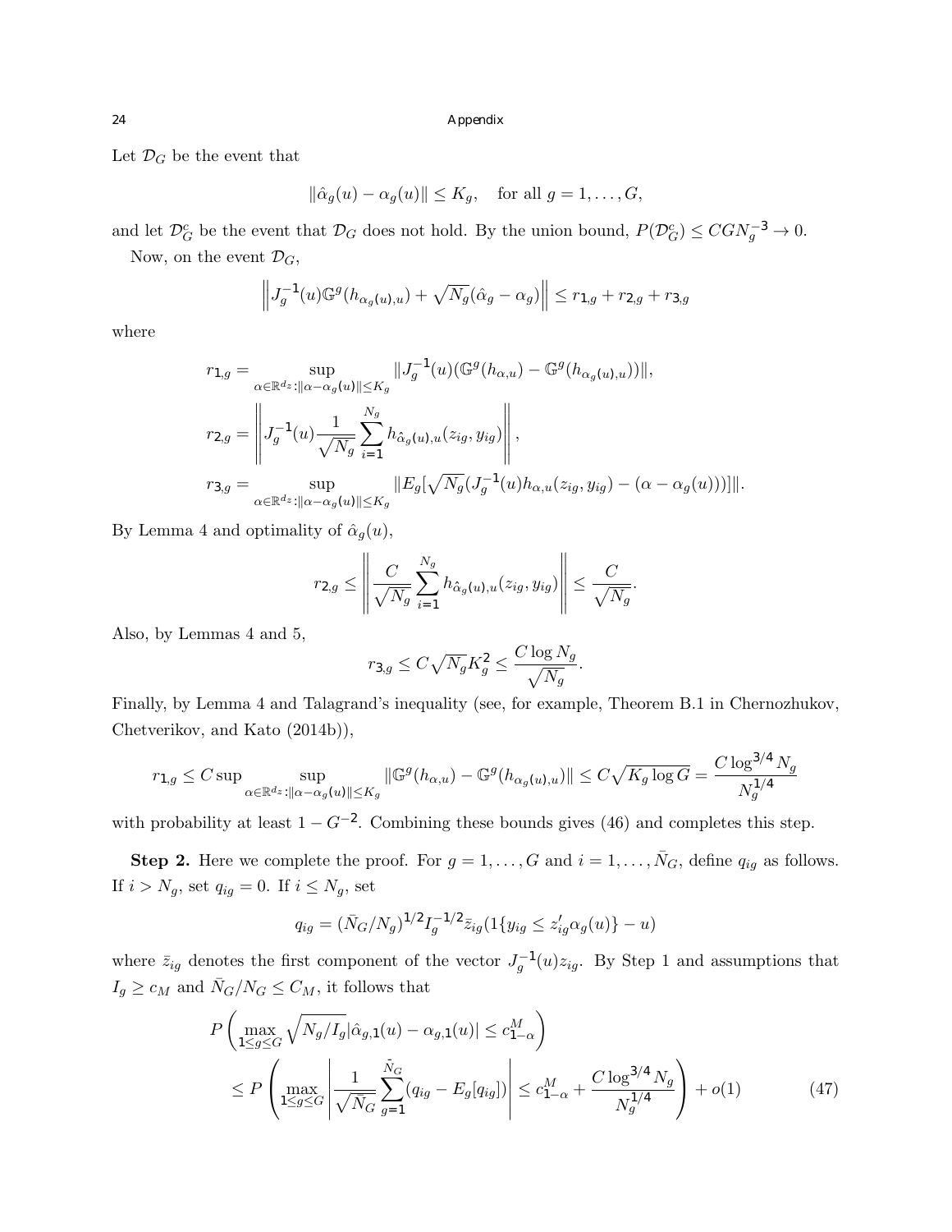Let $\mathcal{D}_G$ be the event that

$$\|\hat{\alpha}_g(u) - \alpha_g(u)\| \leq K_g, \quad \text{for all } g = 1, \dots, G,$$

and let $\mathcal{D}_G^c$ be the event that $\mathcal{D}_G$ does not hold. By the union bound, $P(\mathcal{D}_G^c) \leq CGN_g^{-3} \to 0$.

Now, on the event $\mathcal{D}_G$,

$$\left\| J_g^{-1}(u)\mathbb{G}^g(h_{\alpha_g(u),u}) + \sqrt{N_g}(\hat{\alpha}_g - \alpha_g) \right\| \leq r_{1,g} + r_{2,g} + r_{3,g}$$

where

$$r_{1,g} = \sup_{\alpha \in \mathbb{R}^{d_z}: \|\alpha - \alpha_g(u)\| \leq K_g} \|J_g^{-1}(u)(\mathbb{G}^g(h_{\alpha,u}) - \mathbb{G}^g(h_{\alpha_g(u),u}))\|,$$

$$r_{2,g} = \left\| J_g^{-1}(u) \frac{1}{\sqrt{N_g}} \sum_{i=1}^{N_g} h_{\hat{\alpha}_g(u),u}(z_{ig}, y_{ig}) \right\|,$$

$$r_{3,g} = \sup_{\alpha \in \mathbb{R}^{d_z}: \|\alpha - \alpha_g(u)\| \leq K_g} \|E_g[\sqrt{N_g}(J_g^{-1}(u) h_{\alpha,u}(z_{ig}, y_{ig}) - (\alpha - \alpha_g(u)))]\|.$$

By Lemma 4 and optimality of $\hat{\alpha}_g(u)$,

$$r_{2,g} \leq \left\| \frac{C}{\sqrt{N_g}} \sum_{i=1}^{N_g} h_{\hat{\alpha}_g(u),u}(z_{ig}, y_{ig}) \right\| \leq \frac{C}{\sqrt{N_g}}.$$

Also, by Lemmas 4 and 5,

$$r_{3,g} \leq C\sqrt{N_g} K_g^2 \leq \frac{C \log N_g}{\sqrt{N_g}}.$$

Finally, by Lemma 4 and Talagrand's inequality (see, for example, Theorem B.1 in Chernozhukov, Chetverikov, and Kato (2014b)),

$$r_{1,g} \leq C \sup \sup_{\alpha \in \mathbb{R}^{d_z}: \|\alpha - \alpha_g(u)\| \leq K_g} \|\mathbb{G}^g(h_{\alpha,u}) - \mathbb{G}^g(h_{\alpha_g(u),u})\| \leq C\sqrt{K_g \log G} = \frac{C \log^{3/4} N_g}{N_g^{1/4}}$$

with probability at least $1 - G^{-2}$. Combining these bounds gives (46) and completes this step.

**Step 2.** Here we complete the proof. For $g = 1, \dots, G$ and $i = 1, \dots, \bar{N}_G$, define $q_{ig}$ as follows. If $i > N_g$, set $q_{ig} = 0$. If $i \leq N_g$, set

$$q_{ig} = (\bar{N}_G / N_g)^{1/2} I_g^{-1/2} \bar{z}_{ig} (1\{y_{ig} \leq z_{ig}' \alpha_g(u)\} - u)$$

where $\bar{z}_{ig}$ denotes the first component of the vector $J_g^{-1}(u) z_{ig}$. By Step 1 and assumptions that $I_g \geq c_M$ and $\bar{N}_G / N_G \leq C_M$, it follows that

$$\begin{aligned}
&P\left( \max_{1 \leq g \leq G} \sqrt{N_g / I_g} |\hat{\alpha}_{g,1}(u) - \alpha_{g,1}(u)| \leq c_{1-\alpha}^M \right) \\
&\leq P\left( \max_{1 \leq g \leq G} \left| \frac{1}{\sqrt{\bar{N}_G}} \sum_{g=1}^{\bar{N}_G} (q_{ig} - E_g[q_{ig}]) \right| \leq c_{1-\alpha}^M + \frac{C \log^{3/4} N_g}{N_g^{1/4}} \right) + o(1) \qquad (47)
\end{aligned}$$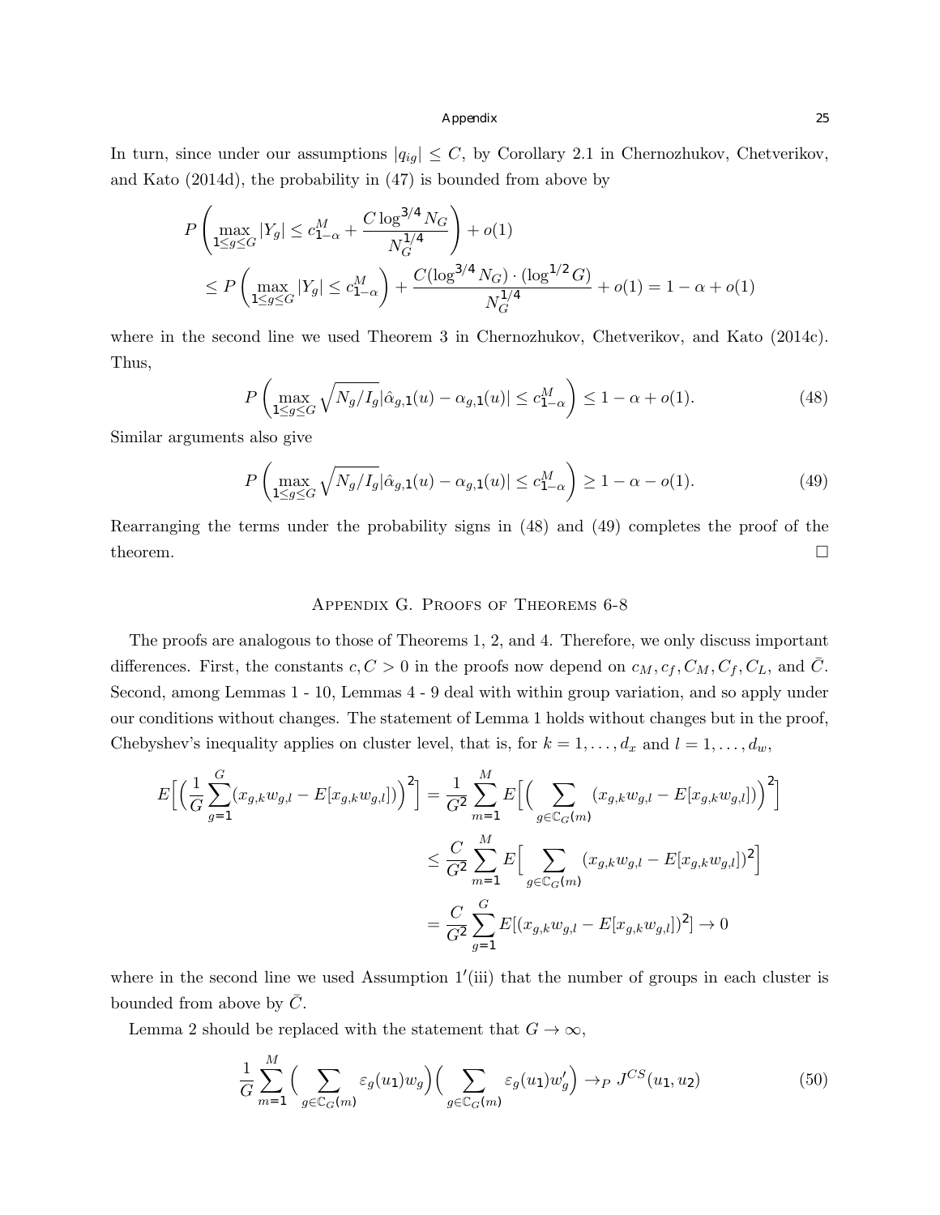In turn, since under our assumptions $|q_{ig}| \leq C$, by Corollary 2.1 in Chernozhukov, Chetverikov, and Kato (2014d), the probability in (47) is bounded from above by

$$
\begin{aligned}
&P\left(\max_{1\leq g\leq G}|Y_g| \leq c^M_{1-\alpha} + \frac{C\log^{3/4}N_G}{N_G^{1/4}}\right) + o(1)\\
&\leq P\left(\max_{1\leq g\leq G}|Y_g| \leq c^M_{1-\alpha}\right) + \frac{C(\log^{3/4}N_G)\cdot(\log^{1/2}G)}{N_G^{1/4}} + o(1) = 1-\alpha+o(1)
\end{aligned}
$$

where in the second line we used Theorem 3 in Chernozhukov, Chetverikov, and Kato (2014c). Thus,

$$
P\left(\max_{1\leq g\leq G}\sqrt{N_g/I_g}|\hat{\alpha}_{g,1}(u)-\alpha_{g,1}(u)| \leq c^M_{1-\alpha}\right) \leq 1-\alpha+o(1). \tag{48}
$$

Similar arguments also give

$$
P\left(\max_{1\leq g\leq G}\sqrt{N_g/I_g}|\hat{\alpha}_{g,1}(u)-\alpha_{g,1}(u)| \leq c^M_{1-\alpha}\right) \geq 1-\alpha-o(1). \tag{49}
$$

Rearranging the terms under the probability signs in (48) and (49) completes the proof of the theorem. □

## Appendix G. Proofs of Theorems 6-8

The proofs are analogous to those of Theorems 1, 2, and 4. Therefore, we only discuss important differences. First, the constants $c, C > 0$ in the proofs now depend on $c_M, c_f, C_M, C_f, C_L$, and $\bar{C}$. Second, among Lemmas 1 - 10, Lemmas 4 - 9 deal with within group variation, and so apply under our conditions without changes. The statement of Lemma 1 holds without changes but in the proof, Chebyshev's inequality applies on cluster level, that is, for $k = 1,\dots,d_x$ and $l = 1,\dots,d_w$,

$$
\begin{aligned}
E\Big[\Big(\frac{1}{G}\sum_{g=1}^G(x_{g,k}w_{g,l}-E[x_{g,k}w_{g,l}])\Big)^2\Big] &= \frac{1}{G^2}\sum_{m=1}^M E\Big[\Big(\sum_{g\in\mathbb{C}_G(m)}(x_{g,k}w_{g,l}-E[x_{g,k}w_{g,l}])\Big)^2\Big]\\
&\leq \frac{C}{G^2}\sum_{m=1}^M E\Big[\sum_{g\in\mathbb{C}_G(m)}(x_{g,k}w_{g,l}-E[x_{g,k}w_{g,l}])^2\Big]\\
&= \frac{C}{G^2}\sum_{g=1}^G E[(x_{g,k}w_{g,l}-E[x_{g,k}w_{g,l}])^2] \to 0
\end{aligned}
$$

where in the second line we used Assumption 1′(iii) that the number of groups in each cluster is bounded from above by $\bar{C}$.

Lemma 2 should be replaced with the statement that $G\to\infty$,

$$
\frac{1}{G}\sum_{m=1}^M\Big(\sum_{g\in\mathbb{C}_G(m)}\varepsilon_g(u_1)w_g\Big)\Big(\sum_{g\in\mathbb{C}_G(m)}\varepsilon_g(u_1)w_g'\Big) \to_P J^{CS}(u_1,u_2) \tag{50}
$$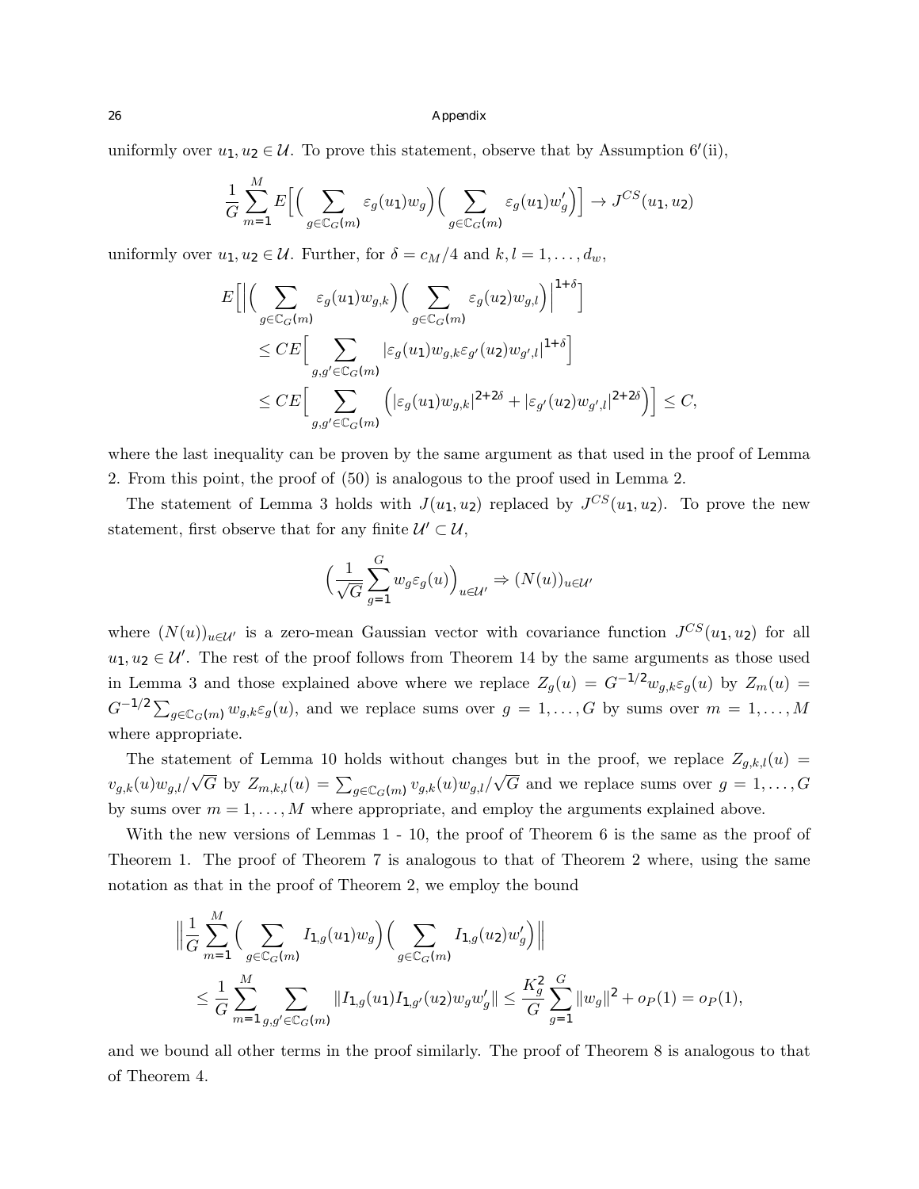uniformly over $u_1, u_2 \in \mathcal{U}$. To prove this statement, observe that by Assumption 6′(ii),

$$\frac{1}{G}\sum_{m=1}^{M} E\Big[\Big(\sum_{g\in\mathbb{C}_G(m)}\varepsilon_g(u_1)w_g\Big)\Big(\sum_{g\in\mathbb{C}_G(m)}\varepsilon_g(u_1)w_g'\Big)\Big] \to J^{CS}(u_1,u_2)$$

uniformly over $u_1, u_2 \in \mathcal{U}$. Further, for $\delta = c_M/4$ and $k, l = 1, \dots, d_w$,

$$\begin{aligned}
E\Big[\Big|\Big(\sum_{g\in\mathbb{C}_G(m)}\varepsilon_g(u_1)w_{g,k}\Big)\Big(\sum_{g\in\mathbb{C}_G(m)}\varepsilon_g(u_2)w_{g,l}\Big)\Big|^{1+\delta}\Big] \\
&\le CE\Big[\sum_{g,g'\in\mathbb{C}_G(m)}|\varepsilon_g(u_1)w_{g,k}\varepsilon_{g'}(u_2)w_{g',l}|^{1+\delta}\Big] \\
&\le CE\Big[\sum_{g,g'\in\mathbb{C}_G(m)}\Big(|\varepsilon_g(u_1)w_{g,k}|^{2+2\delta}+|\varepsilon_{g'}(u_2)w_{g',l}|^{2+2\delta}\Big)\Big] \le C,
\end{aligned}$$

where the last inequality can be proven by the same argument as that used in the proof of Lemma 2. From this point, the proof of (50) is analogous to the proof used in Lemma 2.

The statement of Lemma 3 holds with $J(u_1, u_2)$ replaced by $J^{CS}(u_1, u_2)$. To prove the new statement, first observe that for any finite $\mathcal{U}' \subset \mathcal{U}$,

$$\Big(\frac{1}{\sqrt{G}}\sum_{g=1}^{G} w_g\varepsilon_g(u)\Big)_{u\in\mathcal{U}'} \Rightarrow (N(u))_{u\in\mathcal{U}'}$$

where $(N(u))_{u\in\mathcal{U}'}$ is a zero-mean Gaussian vector with covariance function $J^{CS}(u_1, u_2)$ for all $u_1, u_2 \in \mathcal{U}'$. The rest of the proof follows from Theorem 14 by the same arguments as those used in Lemma 3 and those explained above where we replace $Z_g(u) = G^{-1/2}w_{g,k}\varepsilon_g(u)$ by $Z_m(u) = G^{-1/2}\sum_{g\in\mathbb{C}_G(m)} w_{g,k}\varepsilon_g(u)$, and we replace sums over $g = 1, \dots, G$ by sums over $m = 1, \dots, M$ where appropriate.

The statement of Lemma 10 holds without changes but in the proof, we replace $Z_{g,k,l}(u) = v_{g,k}(u)w_{g,l}/\sqrt{G}$ by $Z_{m,k,l}(u) = \sum_{g\in\mathbb{C}_G(m)} v_{g,k}(u)w_{g,l}/\sqrt{G}$ and we replace sums over $g = 1, \dots, G$ by sums over $m = 1, \dots, M$ where appropriate, and employ the arguments explained above.

With the new versions of Lemmas 1 - 10, the proof of Theorem 6 is the same as the proof of Theorem 1. The proof of Theorem 7 is analogous to that of Theorem 2 where, using the same notation as that in the proof of Theorem 2, we employ the bound

$$\begin{aligned}
\Big\|\frac{1}{G}\sum_{m=1}^{M}\Big(\sum_{g\in\mathbb{C}_G(m)} I_{1,g}(u_1)w_g\Big)\Big(\sum_{g\in\mathbb{C}_G(m)} I_{1,g}(u_2)w_g'\Big)\Big\| \\
\le \frac{1}{G}\sum_{m=1}^{M}\sum_{g,g'\in\mathbb{C}_G(m)}\|I_{1,g}(u_1)I_{1,g'}(u_2)w_g w_g'\| \le \frac{K_g^2}{G}\sum_{g=1}^{G}\|w_g\|^2 + o_P(1) = o_P(1),
\end{aligned}$$

and we bound all other terms in the proof similarly. The proof of Theorem 8 is analogous to that of Theorem 4.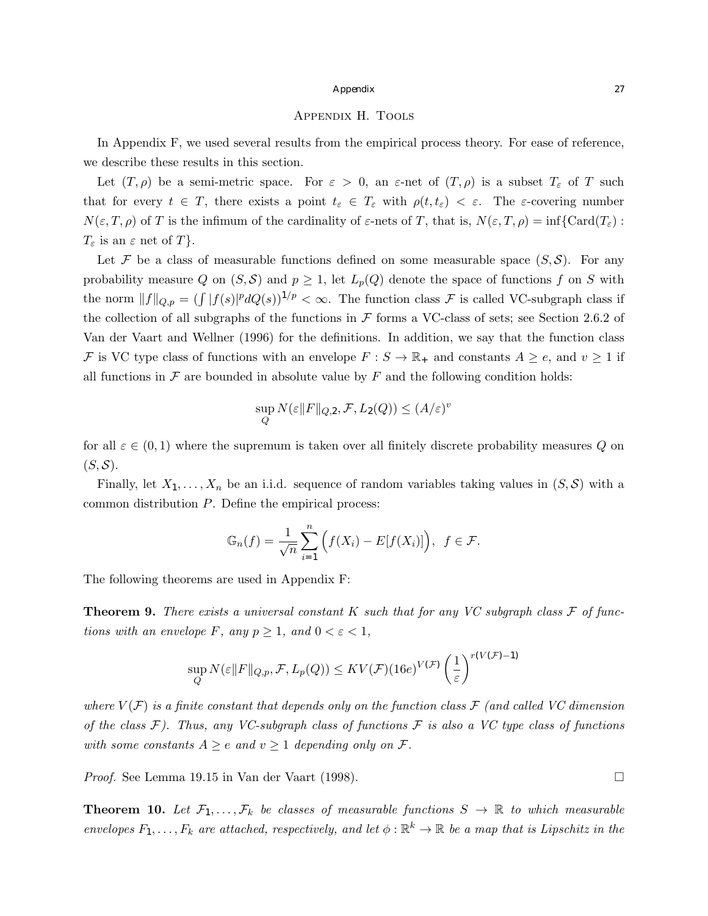## Appendix H. Tools

In Appendix F, we used several results from the empirical process theory. For ease of reference, we describe these results in this section.

Let $(T, \rho)$ be a semi-metric space. For $\varepsilon > 0$, an $\varepsilon$-net of $(T, \rho)$ is a subset $T_\varepsilon$ of $T$ such that for every $t \in T$, there exists a point $t_\varepsilon \in T_\varepsilon$ with $\rho(t, t_\varepsilon) < \varepsilon$. The $\varepsilon$-covering number $N(\varepsilon, T, \rho)$ of $T$ is the infimum of the cardinality of $\varepsilon$-nets of $T$, that is, $N(\varepsilon, T, \rho) = \inf\{\text{Card}(T_\varepsilon) : T_\varepsilon \text{ is an } \varepsilon \text{ net of } T\}$.

Let $\mathcal{F}$ be a class of measurable functions defined on some measurable space $(S, \mathcal{S})$. For any probability measure $Q$ on $(S, \mathcal{S})$ and $p \geq 1$, let $L_p(Q)$ denote the space of functions $f$ on $S$ with the norm $\|f\|_{Q,p} = (\int |f(s)|^p dQ(s))^{1/p} < \infty$. The function class $\mathcal{F}$ is called VC-subgraph class if the collection of all subgraphs of the functions in $\mathcal{F}$ forms a VC-class of sets; see Section 2.6.2 of Van der Vaart and Wellner (1996) for the definitions. In addition, we say that the function class $\mathcal{F}$ is VC type class of functions with an envelope $F : S \to \mathbb{R}_+$ and constants $A \geq e$, and $v \geq 1$ if all functions in $\mathcal{F}$ are bounded in absolute value by $F$ and the following condition holds:

$$\sup_Q N(\varepsilon \|F\|_{Q,2}, \mathcal{F}, L_2(Q)) \leq (A/\varepsilon)^v$$

for all $\varepsilon \in (0, 1)$ where the supremum is taken over all finitely discrete probability measures $Q$ on $(S, \mathcal{S})$.

Finally, let $X_1, \ldots, X_n$ be an i.i.d. sequence of random variables taking values in $(S, \mathcal{S})$ with a common distribution $P$. Define the empirical process:

$$\mathbb{G}_n(f) = \frac{1}{\sqrt{n}} \sum_{i=1}^{n} \Big( f(X_i) - E[f(X_i)] \Big), \ \ f \in \mathcal{F}.$$

The following theorems are used in Appendix F:

**Theorem 9.** *There exists a universal constant $K$ such that for any VC subgraph class $\mathcal{F}$ of functions with an envelope $F$, any $p \geq 1$, and $0 < \varepsilon < 1$,*

$$\sup_Q N(\varepsilon \|F\|_{Q,p}, \mathcal{F}, L_p(Q)) \leq K V(\mathcal{F}) (16e)^{V(\mathcal{F})} \left(\frac{1}{\varepsilon}\right)^{r(V(\mathcal{F})-1)}$$

*where $V(\mathcal{F})$ is a finite constant that depends only on the function class $\mathcal{F}$ (and called VC dimension of the class $\mathcal{F}$). Thus, any VC-subgraph class of functions $\mathcal{F}$ is also a VC type class of functions with some constants $A \geq e$ and $v \geq 1$ depending only on $\mathcal{F}$.*

*Proof.* See Lemma 19.15 in Van der Vaart (1998). $\square$

**Theorem 10.** *Let $\mathcal{F}_1, \ldots, \mathcal{F}_k$ be classes of measurable functions $S \to \mathbb{R}$ to which measurable envelopes $F_1, \ldots, F_k$ are attached, respectively, and let $\phi : \mathbb{R}^k \to \mathbb{R}$ be a map that is Lipschitz in the*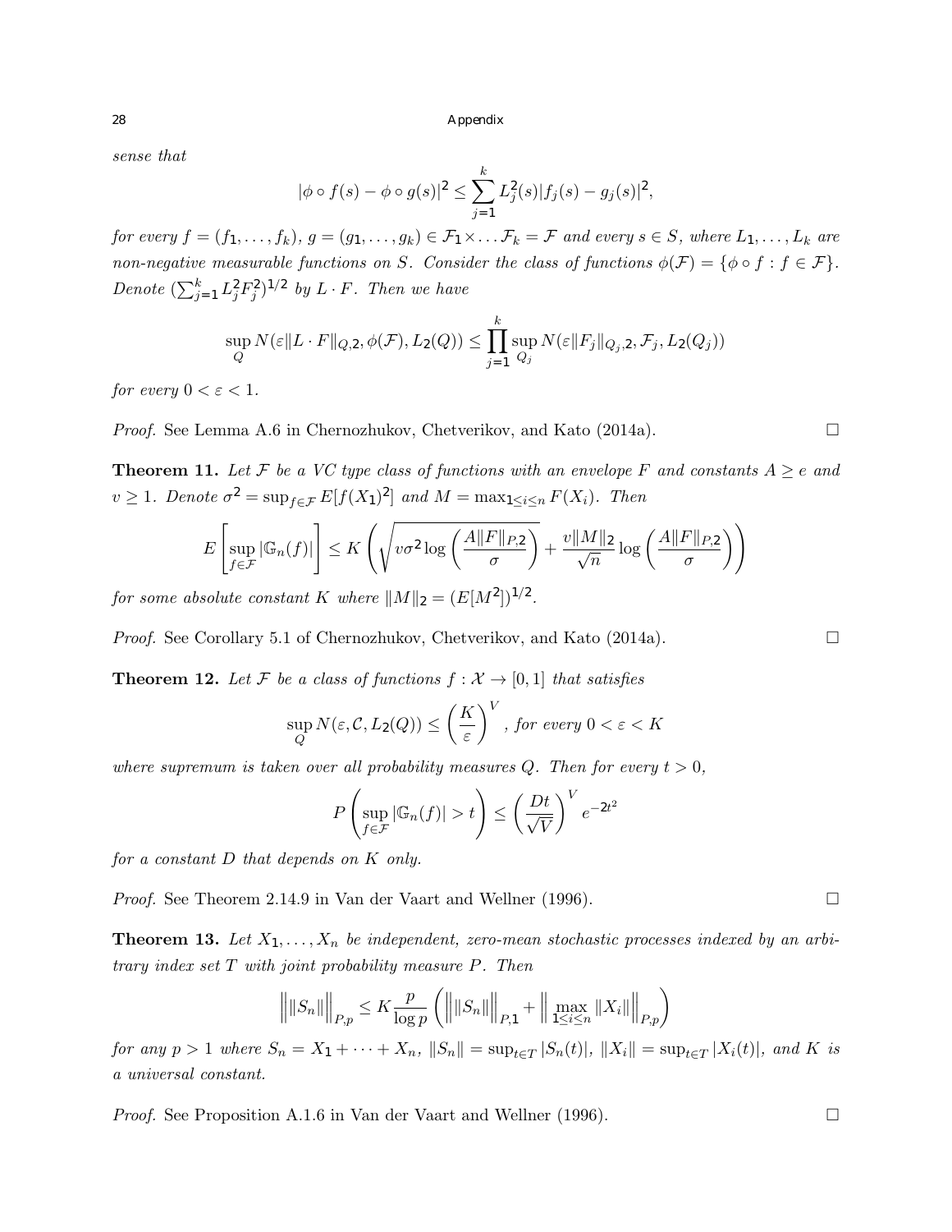*sense that*

$$|\phi \circ f(s) - \phi \circ g(s)|^2 \leq \sum_{j=1}^{k} L_j^2(s)|f_j(s) - g_j(s)|^2,$$

*for every* $f = (f_1, \ldots, f_k)$, $g = (g_1, \ldots, g_k) \in \mathcal{F}_1 \times \ldots \mathcal{F}_k = \mathcal{F}$ *and every* $s \in S$, *where* $L_1, \ldots, L_k$ *are non-negative measurable functions on* $S$. *Consider the class of functions* $\phi(\mathcal{F}) = \{\phi \circ f : f \in \mathcal{F}\}$. *Denote* $(\sum_{j=1}^{k} L_j^2 F_j^2)^{1/2}$ *by* $L \cdot F$. *Then we have*

$$\sup_Q N(\varepsilon \|L \cdot F\|_{Q,2}, \phi(\mathcal{F}), L_2(Q)) \leq \prod_{j=1}^{k} \sup_{Q_j} N(\varepsilon \|F_j\|_{Q_j,2}, \mathcal{F}_j, L_2(Q_j))$$

*for every* $0 < \varepsilon < 1$.

*Proof.* See Lemma A.6 in Chernozhukov, Chetverikov, and Kato (2014a). □

**Theorem 11.** *Let* $\mathcal{F}$ *be a VC type class of functions with an envelope* $F$ *and constants* $A \geq e$ *and* $v \geq 1$. *Denote* $\sigma^2 = \sup_{f \in \mathcal{F}} E[f(X_1)^2]$ *and* $M = \max_{1 \leq i \leq n} F(X_i)$. *Then*

$$E\left[\sup_{f \in \mathcal{F}} |\mathbb{G}_n(f)|\right] \leq K\left(\sqrt{v\sigma^2 \log\left(\frac{A\|F\|_{P,2}}{\sigma}\right)} + \frac{v\|M\|_2}{\sqrt{n}} \log\left(\frac{A\|F\|_{P,2}}{\sigma}\right)\right)$$

*for some absolute constant* $K$ *where* $\|M\|_2 = (E[M^2])^{1/2}$.

*Proof.* See Corollary 5.1 of Chernozhukov, Chetverikov, and Kato (2014a). □

**Theorem 12.** *Let* $\mathcal{F}$ *be a class of functions* $f : \mathcal{X} \to [0, 1]$ *that satisfies*

$$\sup_Q N(\varepsilon, \mathcal{C}, L_2(Q)) \leq \left(\frac{K}{\varepsilon}\right)^V, \text{ for every } 0 < \varepsilon < K$$

*where supremum is taken over all probability measures* $Q$. *Then for every* $t > 0$,

$$P\left(\sup_{f \in \mathcal{F}} |\mathbb{G}_n(f)| > t\right) \leq \left(\frac{Dt}{\sqrt{V}}\right)^V e^{-2t^2}$$

*for a constant* $D$ *that depends on* $K$ *only.*

*Proof.* See Theorem 2.14.9 in Van der Vaart and Wellner (1996). □

**Theorem 13.** *Let* $X_1, \ldots, X_n$ *be independent, zero-mean stochastic processes indexed by an arbitrary index set* $T$ *with joint probability measure* $P$. *Then*

$$\Big\| \|S_n\| \Big\|_{P,p} \leq K \frac{p}{\log p} \left( \Big\| \|S_n\| \Big\|_{P,1} + \Big\| \max_{1 \leq i \leq n} \|X_i\| \Big\|_{P,p} \right)$$

*for any* $p > 1$ *where* $S_n = X_1 + \cdots + X_n$, $\|S_n\| = \sup_{t \in T} |S_n(t)|$, $\|X_i\| = \sup_{t \in T} |X_i(t)|$, *and* $K$ *is a universal constant.*

*Proof.* See Proposition A.1.6 in Van der Vaart and Wellner (1996). □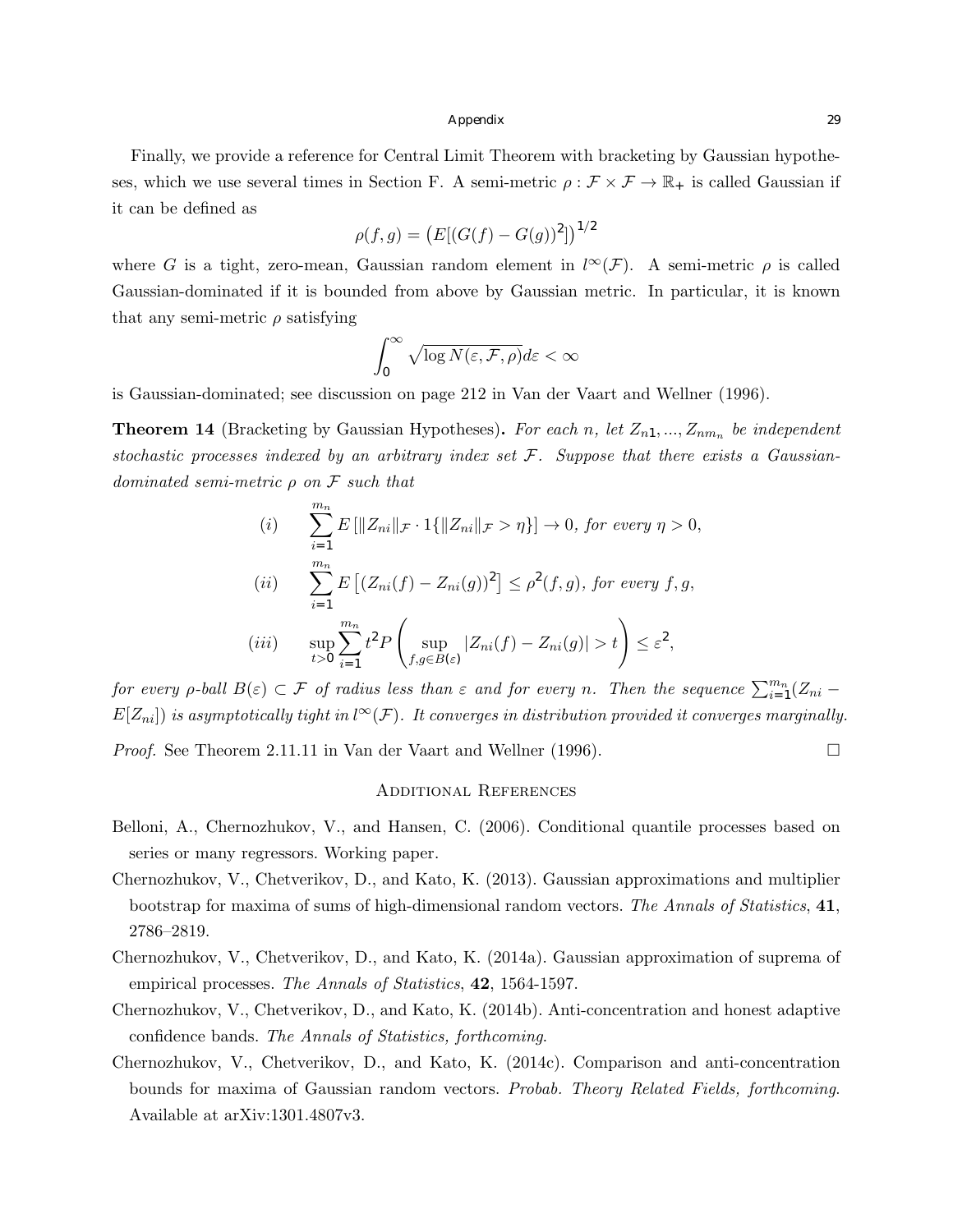Finally, we provide a reference for Central Limit Theorem with bracketing by Gaussian hypotheses, which we use several times in Section F. A semi-metric $\rho : \mathcal{F} \times \mathcal{F} \to \mathbb{R}_+$ is called Gaussian if it can be defined as

$$\rho(f,g) = \left( E[(G(f) - G(g))^2] \right)^{1/2}$$

where $G$ is a tight, zero-mean, Gaussian random element in $l^\infty(\mathcal{F})$. A semi-metric $\rho$ is called Gaussian-dominated if it is bounded from above by Gaussian metric. In particular, it is known that any semi-metric $\rho$ satisfying

$$\int_0^\infty \sqrt{\log N(\varepsilon, \mathcal{F}, \rho)} d\varepsilon < \infty$$

is Gaussian-dominated; see discussion on page 212 in Van der Vaart and Wellner (1996).

**Theorem 14** (Bracketing by Gaussian Hypotheses)**.** *For each $n$, let $Z_{n1}, ..., Z_{nm_n}$ be independent stochastic processes indexed by an arbitrary index set $\mathcal{F}$. Suppose that there exists a Gaussian-dominated semi-metric $\rho$ on $\mathcal{F}$ such that*

$$(i) \qquad \sum_{i=1}^{m_n} E\left[\|Z_{ni}\|_{\mathcal{F}} \cdot 1\{\|Z_{ni}\|_{\mathcal{F}} > \eta\}\right] \to 0, \text{ for every } \eta > 0,$$

$$(ii) \qquad \sum_{i=1}^{m_n} E\left[(Z_{ni}(f) - Z_{ni}(g))^2\right] \leq \rho^2(f,g), \text{ for every } f, g,$$

$$(iii) \qquad \sup_{t>0} \sum_{i=1}^{m_n} t^2 P\left( \sup_{f,g \in B(\varepsilon)} |Z_{ni}(f) - Z_{ni}(g)| > t \right) \leq \varepsilon^2,$$

*for every $\rho$-ball $B(\varepsilon) \subset \mathcal{F}$ of radius less than $\varepsilon$ and for every $n$. Then the sequence $\sum_{i=1}^{m_n}(Z_{ni} - E[Z_{ni}])$ is asymptotically tight in $l^\infty(\mathcal{F})$. It converges in distribution provided it converges marginally.*

*Proof.* See Theorem 2.11.11 in Van der Vaart and Wellner (1996). □

## Additional References

Belloni, A., Chernozhukov, V., and Hansen, C. (2006). Conditional quantile processes based on series or many regressors. Working paper.

Chernozhukov, V., Chetverikov, D., and Kato, K. (2013). Gaussian approximations and multiplier bootstrap for maxima of sums of high-dimensional random vectors. *The Annals of Statistics*, **41**, 2786–2819.

Chernozhukov, V., Chetverikov, D., and Kato, K. (2014a). Gaussian approximation of suprema of empirical processes. *The Annals of Statistics*, **42**, 1564-1597.

Chernozhukov, V., Chetverikov, D., and Kato, K. (2014b). Anti-concentration and honest adaptive confidence bands. *The Annals of Statistics, forthcoming*.

Chernozhukov, V., Chetverikov, D., and Kato, K. (2014c). Comparison and anti-concentration bounds for maxima of Gaussian random vectors. *Probab. Theory Related Fields, forthcoming*. Available at arXiv:1301.4807v3.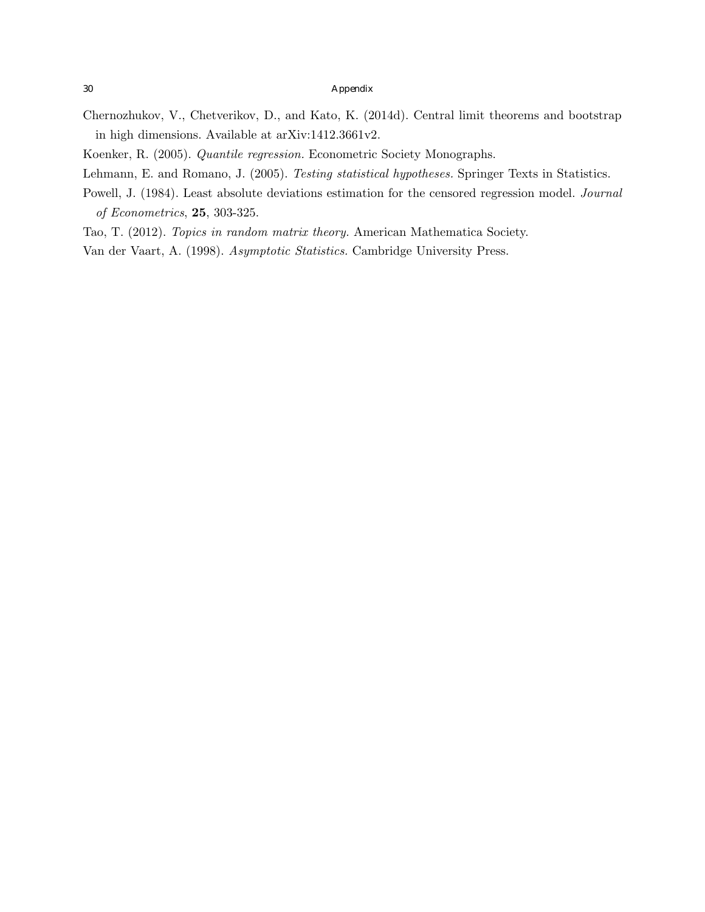Chernozhukov, V., Chetverikov, D., and Kato, K. (2014d). Central limit theorems and bootstrap in high dimensions. Available at arXiv:1412.3661v2.

Koenker, R. (2005). *Quantile regression.* Econometric Society Monographs.

Lehmann, E. and Romano, J. (2005). *Testing statistical hypotheses.* Springer Texts in Statistics.

Powell, J. (1984). Least absolute deviations estimation for the censored regression model. *Journal of Econometrics*, **25**, 303-325.

Tao, T. (2012). *Topics in random matrix theory.* American Mathematica Society.

Van der Vaart, A. (1998). *Asymptotic Statistics.* Cambridge University Press.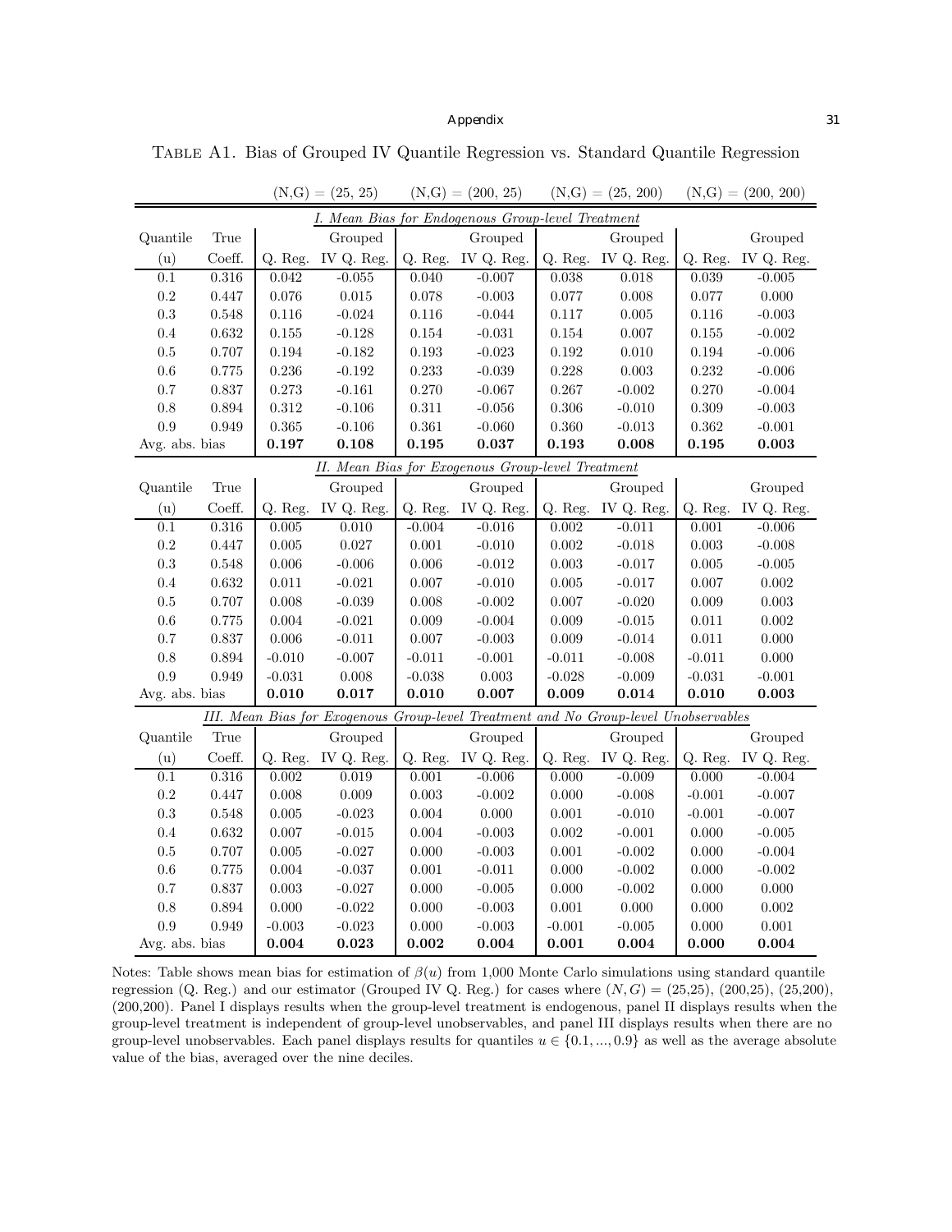Table A1. Bias of Grouped IV Quantile Regression vs. Standard Quantile Regression

| | | (N,G) = (25, 25) | | (N,G) = (200, 25) | | (N,G) = (25, 200) | | (N,G) = (200, 200) | |
|---|---|---|---|---|---|---|---|---|---|
| *I. Mean Bias for Endogenous Group-level Treatment* | | | | | | | | | |
| Quantile (u) | True Coeff. | Q. Reg. | Grouped IV Q. Reg. | Q. Reg. | Grouped IV Q. Reg. | Q. Reg. | Grouped IV Q. Reg. | Q. Reg. | Grouped IV Q. Reg. |
| 0.1 | 0.316 | 0.042 | -0.055 | 0.040 | -0.007 | 0.038 | 0.018 | 0.039 | -0.005 |
| 0.2 | 0.447 | 0.076 | 0.015 | 0.078 | -0.003 | 0.077 | 0.008 | 0.077 | 0.000 |
| 0.3 | 0.548 | 0.116 | -0.024 | 0.116 | -0.044 | 0.117 | 0.005 | 0.116 | -0.003 |
| 0.4 | 0.632 | 0.155 | -0.128 | 0.154 | -0.031 | 0.154 | 0.007 | 0.155 | -0.002 |
| 0.5 | 0.707 | 0.194 | -0.182 | 0.193 | -0.023 | 0.192 | 0.010 | 0.194 | -0.006 |
| 0.6 | 0.775 | 0.236 | -0.192 | 0.233 | -0.039 | 0.228 | 0.003 | 0.232 | -0.006 |
| 0.7 | 0.837 | 0.273 | -0.161 | 0.270 | -0.067 | 0.267 | -0.002 | 0.270 | -0.004 |
| 0.8 | 0.894 | 0.312 | -0.106 | 0.311 | -0.056 | 0.306 | -0.010 | 0.309 | -0.003 |
| 0.9 | 0.949 | 0.365 | -0.106 | 0.361 | -0.060 | 0.360 | -0.013 | 0.362 | -0.001 |
| Avg. abs. bias | | **0.197** | **0.108** | **0.195** | **0.037** | **0.193** | **0.008** | **0.195** | **0.003** |
| *II. Mean Bias for Exogenous Group-level Treatment* | | | | | | | | | |
| Quantile (u) | True Coeff. | Q. Reg. | Grouped IV Q. Reg. | Q. Reg. | Grouped IV Q. Reg. | Q. Reg. | Grouped IV Q. Reg. | Q. Reg. | Grouped IV Q. Reg. |
| 0.1 | 0.316 | 0.005 | 0.010 | -0.004 | -0.016 | 0.002 | -0.011 | 0.001 | -0.006 |
| 0.2 | 0.447 | 0.005 | 0.027 | 0.001 | -0.010 | 0.002 | -0.018 | 0.003 | -0.008 |
| 0.3 | 0.548 | 0.006 | -0.006 | 0.006 | -0.012 | 0.003 | -0.017 | 0.005 | -0.005 |
| 0.4 | 0.632 | 0.011 | -0.021 | 0.007 | -0.010 | 0.005 | -0.017 | 0.007 | 0.002 |
| 0.5 | 0.707 | 0.008 | -0.039 | 0.008 | -0.002 | 0.007 | -0.020 | 0.009 | 0.003 |
| 0.6 | 0.775 | 0.004 | -0.021 | 0.009 | -0.004 | 0.009 | -0.015 | 0.011 | 0.002 |
| 0.7 | 0.837 | 0.006 | -0.011 | 0.007 | -0.003 | 0.009 | -0.014 | 0.011 | 0.000 |
| 0.8 | 0.894 | -0.010 | -0.007 | -0.011 | -0.001 | -0.011 | -0.008 | -0.011 | 0.000 |
| 0.9 | 0.949 | -0.031 | 0.008 | -0.038 | 0.003 | -0.028 | -0.009 | -0.031 | -0.001 |
| Avg. abs. bias | | **0.010** | **0.017** | **0.010** | **0.007** | **0.009** | **0.014** | **0.010** | **0.003** |
| *III. Mean Bias for Exogenous Group-level Treatment and No Group-level Unobservables* | | | | | | | | | |
| Quantile (u) | True Coeff. | Q. Reg. | Grouped IV Q. Reg. | Q. Reg. | Grouped IV Q. Reg. | Q. Reg. | Grouped IV Q. Reg. | Q. Reg. | Grouped IV Q. Reg. |
| 0.1 | 0.316 | 0.002 | 0.019 | 0.001 | -0.006 | 0.000 | -0.009 | 0.000 | -0.004 |
| 0.2 | 0.447 | 0.008 | 0.009 | 0.003 | -0.002 | 0.000 | -0.008 | -0.001 | -0.007 |
| 0.3 | 0.548 | 0.005 | -0.023 | 0.004 | 0.000 | 0.001 | -0.010 | -0.001 | -0.007 |
| 0.4 | 0.632 | 0.007 | -0.015 | 0.004 | -0.003 | 0.002 | -0.001 | 0.000 | -0.005 |
| 0.5 | 0.707 | 0.005 | -0.027 | 0.000 | -0.003 | 0.001 | -0.002 | 0.000 | -0.004 |
| 0.6 | 0.775 | 0.004 | -0.037 | 0.001 | -0.011 | 0.000 | -0.002 | 0.000 | -0.002 |
| 0.7 | 0.837 | 0.003 | -0.027 | 0.000 | -0.005 | 0.000 | -0.002 | 0.000 | 0.000 |
| 0.8 | 0.894 | 0.000 | -0.022 | 0.000 | -0.003 | 0.001 | 0.000 | 0.000 | 0.002 |
| 0.9 | 0.949 | -0.003 | -0.023 | 0.000 | -0.003 | -0.001 | -0.005 | 0.000 | 0.001 |
| Avg. abs. bias | | **0.004** | **0.023** | **0.002** | **0.004** | **0.001** | **0.004** | **0.000** | **0.004** |

Notes: Table shows mean bias for estimation of $\beta(u)$ from 1,000 Monte Carlo simulations using standard quantile regression (Q. Reg.) and our estimator (Grouped IV Q. Reg.) for cases where $(N, G) = (25,25)$, $(200,25)$, $(25,200)$, $(200,200)$. Panel I displays results when the group-level treatment is endogenous, panel II displays results when the group-level treatment is independent of group-level unobservables, and panel III displays results when there are no group-level unobservables. Each panel displays results for quantiles $u \in \{0.1, ..., 0.9\}$ as well as the average absolute value of the bias, averaged over the nine deciles.